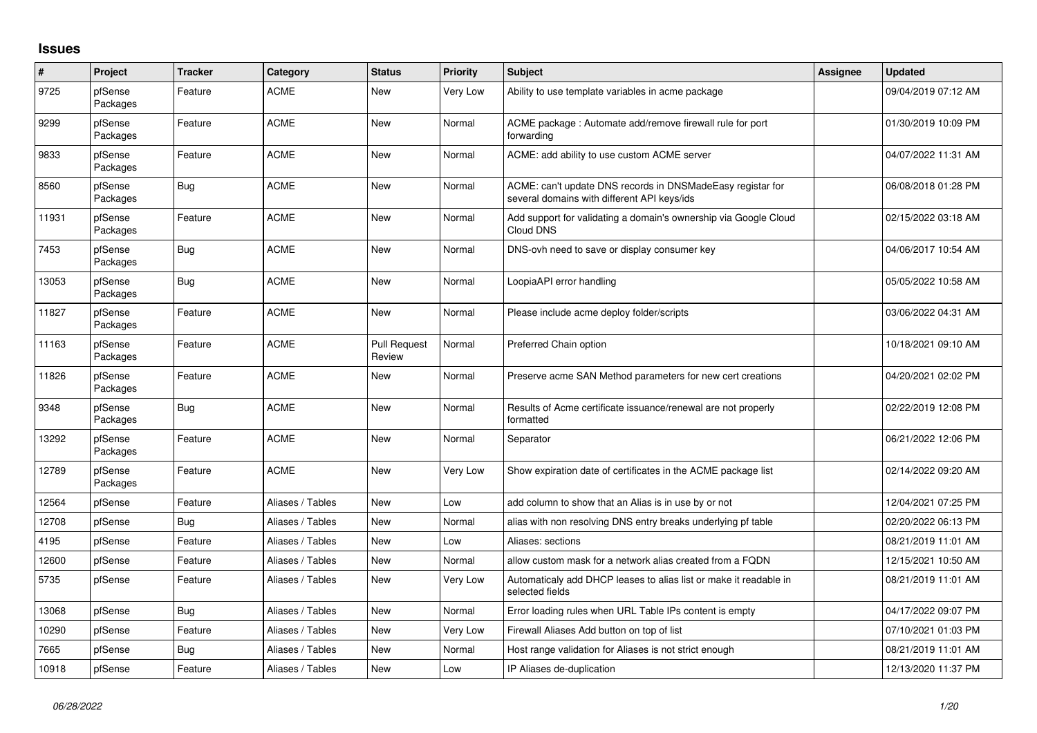## Issues

| # | Project | Tracker | Category | Status | Priority | Subject | Assignee | Updated |
|---|---|---|---|---|---|---|---|---|
| 9725 | pfSense Packages | Feature | ACME | New | Very Low | Ability to use template variables in acme package | | 09/04/2019 07:12 AM |
| 9299 | pfSense Packages | Feature | ACME | New | Normal | ACME package : Automate add/remove firewall rule for port forwarding | | 01/30/2019 10:09 PM |
| 9833 | pfSense Packages | Feature | ACME | New | Normal | ACME: add ability to use custom ACME server | | 04/07/2022 11:31 AM |
| 8560 | pfSense Packages | Bug | ACME | New | Normal | ACME: can't update DNS records in DNSMadeEasy registar for several domains with different API keys/ids | | 06/08/2018 01:28 PM |
| 11931 | pfSense Packages | Feature | ACME | New | Normal | Add support for validating a domain's ownership via Google Cloud Cloud DNS | | 02/15/2022 03:18 AM |
| 7453 | pfSense Packages | Bug | ACME | New | Normal | DNS-ovh need to save or display consumer key | | 04/06/2017 10:54 AM |
| 13053 | pfSense Packages | Bug | ACME | New | Normal | LoopiaAPI error handling | | 05/05/2022 10:58 AM |
| 11827 | pfSense Packages | Feature | ACME | New | Normal | Please include acme deploy folder/scripts | | 03/06/2022 04:31 AM |
| 11163 | pfSense Packages | Feature | ACME | Pull Request Review | Normal | Preferred Chain option | | 10/18/2021 09:10 AM |
| 11826 | pfSense Packages | Feature | ACME | New | Normal | Preserve acme SAN Method parameters for new cert creations | | 04/20/2021 02:02 PM |
| 9348 | pfSense Packages | Bug | ACME | New | Normal | Results of Acme certificate issuance/renewal are not properly formatted | | 02/22/2019 12:08 PM |
| 13292 | pfSense Packages | Feature | ACME | New | Normal | Separator | | 06/21/2022 12:06 PM |
| 12789 | pfSense Packages | Feature | ACME | New | Very Low | Show expiration date of certificates in the ACME package list | | 02/14/2022 09:20 AM |
| 12564 | pfSense | Feature | Aliases / Tables | New | Low | add column to show that an Alias is in use by or not | | 12/04/2021 07:25 PM |
| 12708 | pfSense | Bug | Aliases / Tables | New | Normal | alias with non resolving DNS entry breaks underlying pf table | | 02/20/2022 06:13 PM |
| 4195 | pfSense | Feature | Aliases / Tables | New | Low | Aliases: sections | | 08/21/2019 11:01 AM |
| 12600 | pfSense | Feature | Aliases / Tables | New | Normal | allow custom mask for a network alias created from a FQDN | | 12/15/2021 10:50 AM |
| 5735 | pfSense | Feature | Aliases / Tables | New | Very Low | Automaticaly add DHCP leases to alias list or make it readable in selected fields | | 08/21/2019 11:01 AM |
| 13068 | pfSense | Bug | Aliases / Tables | New | Normal | Error loading rules when URL Table IPs content is empty | | 04/17/2022 09:07 PM |
| 10290 | pfSense | Feature | Aliases / Tables | New | Very Low | Firewall Aliases Add button on top of list | | 07/10/2021 01:03 PM |
| 7665 | pfSense | Bug | Aliases / Tables | New | Normal | Host range validation for Aliases is not strict enough | | 08/21/2019 11:01 AM |
| 10918 | pfSense | Feature | Aliases / Tables | New | Low | IP Aliases de-duplication | | 12/13/2020 11:37 PM |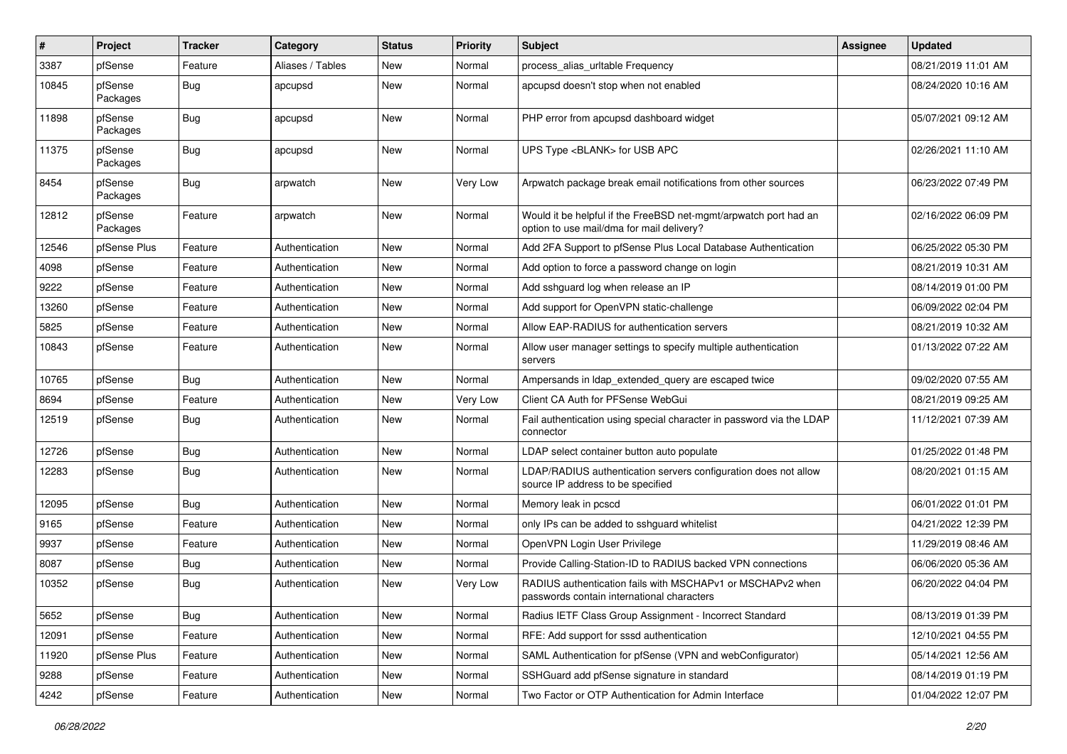| # | Project | Tracker | Category | Status | Priority | Subject | Assignee | Updated |
|---|---|---|---|---|---|---|---|---|
| 3387 | pfSense | Feature | Aliases / Tables | New | Normal | process_alias_urltable Frequency | | 08/21/2019 11:01 AM |
| 10845 | pfSense Packages | Bug | apcupsd | New | Normal | apcupsd doesn't stop when not enabled | | 08/24/2020 10:16 AM |
| 11898 | pfSense Packages | Bug | apcupsd | New | Normal | PHP error from apcupsd dashboard widget | | 05/07/2021 09:12 AM |
| 11375 | pfSense Packages | Bug | apcupsd | New | Normal | UPS Type <BLANK> for USB APC | | 02/26/2021 11:10 AM |
| 8454 | pfSense Packages | Bug | arpwatch | New | Very Low | Arpwatch package break email notifications from other sources | | 06/23/2022 07:49 PM |
| 12812 | pfSense Packages | Feature | arpwatch | New | Normal | Would it be helpful if the FreeBSD net-mgmt/arpwatch port had an option to use mail/dma for mail delivery? | | 02/16/2022 06:09 PM |
| 12546 | pfSense Plus | Feature | Authentication | New | Normal | Add 2FA Support to pfSense Plus Local Database Authentication | | 06/25/2022 05:30 PM |
| 4098 | pfSense | Feature | Authentication | New | Normal | Add option to force a password change on login | | 08/21/2019 10:31 AM |
| 9222 | pfSense | Feature | Authentication | New | Normal | Add sshguard log when release an IP | | 08/14/2019 01:00 PM |
| 13260 | pfSense | Feature | Authentication | New | Normal | Add support for OpenVPN static-challenge | | 06/09/2022 02:04 PM |
| 5825 | pfSense | Feature | Authentication | New | Normal | Allow EAP-RADIUS for authentication servers | | 08/21/2019 10:32 AM |
| 10843 | pfSense | Feature | Authentication | New | Normal | Allow user manager settings to specify multiple authentication servers | | 01/13/2022 07:22 AM |
| 10765 | pfSense | Bug | Authentication | New | Normal | Ampersands in ldap_extended_query are escaped twice | | 09/02/2020 07:55 AM |
| 8694 | pfSense | Feature | Authentication | New | Very Low | Client CA Auth for PFSense WebGui | | 08/21/2019 09:25 AM |
| 12519 | pfSense | Bug | Authentication | New | Normal | Fail authentication using special character in password via the LDAP connector | | 11/12/2021 07:39 AM |
| 12726 | pfSense | Bug | Authentication | New | Normal | LDAP select container button auto populate | | 01/25/2022 01:48 PM |
| 12283 | pfSense | Bug | Authentication | New | Normal | LDAP/RADIUS authentication servers configuration does not allow source IP address to be specified | | 08/20/2021 01:15 AM |
| 12095 | pfSense | Bug | Authentication | New | Normal | Memory leak in pcscd | | 06/01/2022 01:01 PM |
| 9165 | pfSense | Feature | Authentication | New | Normal | only IPs can be added to sshguard whitelist | | 04/21/2022 12:39 PM |
| 9937 | pfSense | Feature | Authentication | New | Normal | OpenVPN Login User Privilege | | 11/29/2019 08:46 AM |
| 8087 | pfSense | Bug | Authentication | New | Normal | Provide Calling-Station-ID to RADIUS backed VPN connections | | 06/06/2020 05:36 AM |
| 10352 | pfSense | Bug | Authentication | New | Very Low | RADIUS authentication fails with MSCHAPv1 or MSCHAPv2 when passwords contain international characters | | 06/20/2022 04:04 PM |
| 5652 | pfSense | Bug | Authentication | New | Normal | Radius IETF Class Group Assignment - Incorrect Standard | | 08/13/2019 01:39 PM |
| 12091 | pfSense | Feature | Authentication | New | Normal | RFE: Add support for sssd authentication | | 12/10/2021 04:55 PM |
| 11920 | pfSense Plus | Feature | Authentication | New | Normal | SAML Authentication for pfSense (VPN and webConfigurator) | | 05/14/2021 12:56 AM |
| 9288 | pfSense | Feature | Authentication | New | Normal | SSHGuard add pfSense signature in standard | | 08/14/2019 01:19 PM |
| 4242 | pfSense | Feature | Authentication | New | Normal | Two Factor or OTP Authentication for Admin Interface | | 01/04/2022 12:07 PM |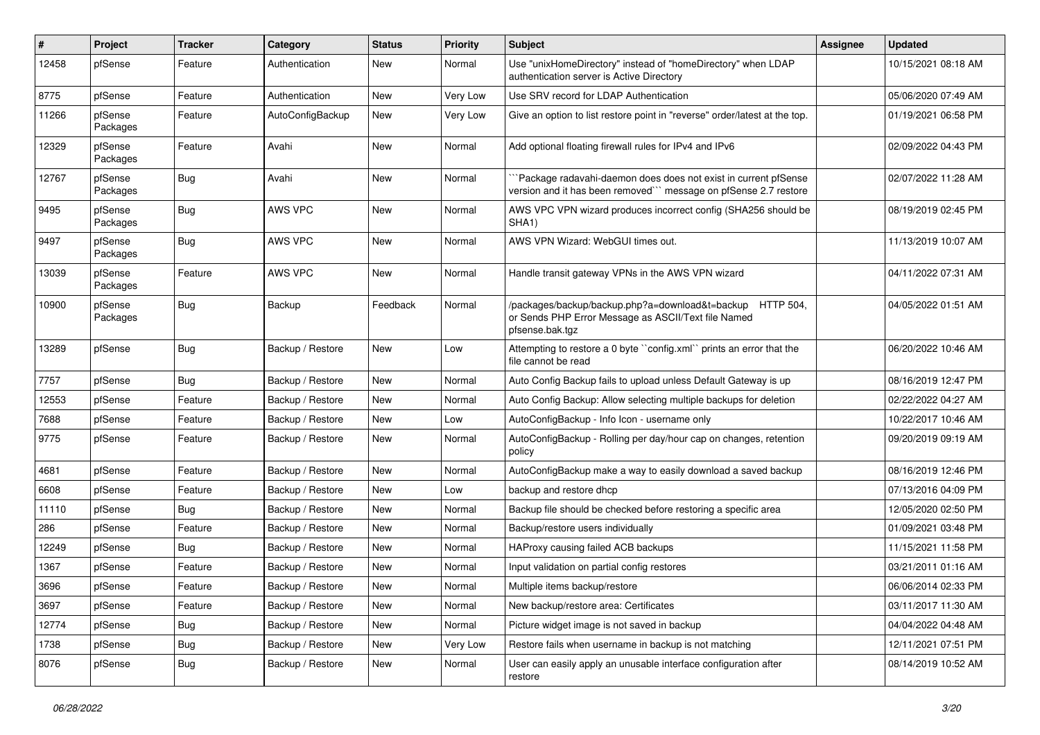| # | Project | Tracker | Category | Status | Priority | Subject | Assignee | Updated |
|---|---|---|---|---|---|---|---|---|
| 12458 | pfSense | Feature | Authentication | New | Normal | Use "unixHomeDirectory" instead of "homeDirectory" when LDAP authentication server is Active Directory | | 10/15/2021 08:18 AM |
| 8775 | pfSense | Feature | Authentication | New | Very Low | Use SRV record for LDAP Authentication | | 05/06/2020 07:49 AM |
| 11266 | pfSense Packages | Feature | AutoConfigBackup | New | Very Low | Give an option to list restore point in "reverse" order/latest at the top. | | 01/19/2021 06:58 PM |
| 12329 | pfSense Packages | Feature | Avahi | New | Normal | Add optional floating firewall rules for IPv4 and IPv6 | | 02/09/2022 04:43 PM |
| 12767 | pfSense Packages | Bug | Avahi | New | Normal | ```Package radavahi-daemon does does not exist in current pfSense version and it has been removed``` message on pfSense 2.7 restore | | 02/07/2022 11:28 AM |
| 9495 | pfSense Packages | Bug | AWS VPC | New | Normal | AWS VPC VPN wizard produces incorrect config (SHA256 should be SHA1) | | 08/19/2019 02:45 PM |
| 9497 | pfSense Packages | Bug | AWS VPC | New | Normal | AWS VPN Wizard: WebGUI times out. | | 11/13/2019 10:07 AM |
| 13039 | pfSense Packages | Feature | AWS VPC | New | Normal | Handle transit gateway VPNs in the AWS VPN wizard | | 04/11/2022 07:31 AM |
| 10900 | pfSense Packages | Bug | Backup | Feedback | Normal | /packages/backup/backup.php?a=download&t=backup HTTP 504, or Sends PHP Error Message as ASCII/Text file Named pfsense.bak.tgz | | 04/05/2022 01:51 AM |
| 13289 | pfSense | Bug | Backup / Restore | New | Low | Attempting to restore a 0 byte ``config.xml`` prints an error that the file cannot be read | | 06/20/2022 10:46 AM |
| 7757 | pfSense | Bug | Backup / Restore | New | Normal | Auto Config Backup fails to upload unless Default Gateway is up | | 08/16/2019 12:47 PM |
| 12553 | pfSense | Feature | Backup / Restore | New | Normal | Auto Config Backup: Allow selecting multiple backups for deletion | | 02/22/2022 04:27 AM |
| 7688 | pfSense | Feature | Backup / Restore | New | Low | AutoConfigBackup - Info Icon - username only | | 10/22/2017 10:46 AM |
| 9775 | pfSense | Feature | Backup / Restore | New | Normal | AutoConfigBackup - Rolling per day/hour cap on changes, retention policy | | 09/20/2019 09:19 AM |
| 4681 | pfSense | Feature | Backup / Restore | New | Normal | AutoConfigBackup make a way to easily download a saved backup | | 08/16/2019 12:46 PM |
| 6608 | pfSense | Feature | Backup / Restore | New | Low | backup and restore dhcp | | 07/13/2016 04:09 PM |
| 11110 | pfSense | Bug | Backup / Restore | New | Normal | Backup file should be checked before restoring a specific area | | 12/05/2020 02:50 PM |
| 286 | pfSense | Feature | Backup / Restore | New | Normal | Backup/restore users individually | | 01/09/2021 03:48 PM |
| 12249 | pfSense | Bug | Backup / Restore | New | Normal | HAProxy causing failed ACB backups | | 11/15/2021 11:58 PM |
| 1367 | pfSense | Feature | Backup / Restore | New | Normal | Input validation on partial config restores | | 03/21/2011 01:16 AM |
| 3696 | pfSense | Feature | Backup / Restore | New | Normal | Multiple items backup/restore | | 06/06/2014 02:33 PM |
| 3697 | pfSense | Feature | Backup / Restore | New | Normal | New backup/restore area: Certificates | | 03/11/2017 11:30 AM |
| 12774 | pfSense | Bug | Backup / Restore | New | Normal | Picture widget image is not saved in backup | | 04/04/2022 04:48 AM |
| 1738 | pfSense | Bug | Backup / Restore | New | Very Low | Restore fails when username in backup is not matching | | 12/11/2021 07:51 PM |
| 8076 | pfSense | Bug | Backup / Restore | New | Normal | User can easily apply an unusable interface configuration after restore | | 08/14/2019 10:52 AM |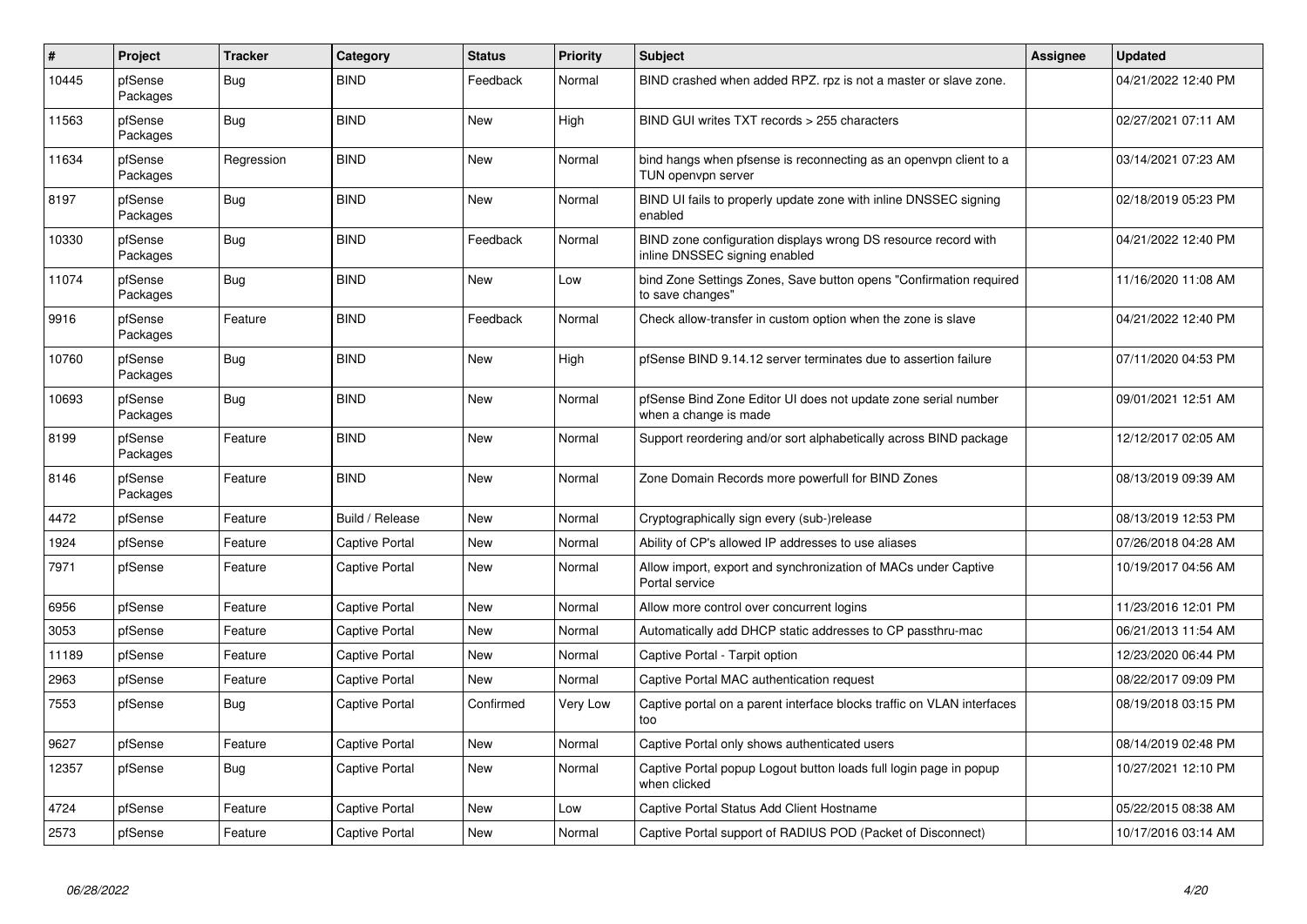| # | Project | Tracker | Category | Status | Priority | Subject | Assignee | Updated |
|---|---|---|---|---|---|---|---|---|
| 10445 | pfSense Packages | Bug | BIND | Feedback | Normal | BIND crashed when added RPZ. rpz is not a master or slave zone. | | 04/21/2022 12:40 PM |
| 11563 | pfSense Packages | Bug | BIND | New | High | BIND GUI writes TXT records > 255 characters | | 02/27/2021 07:11 AM |
| 11634 | pfSense Packages | Regression | BIND | New | Normal | bind hangs when pfsense is reconnecting as an openvpn client to a TUN openvpn server | | 03/14/2021 07:23 AM |
| 8197 | pfSense Packages | Bug | BIND | New | Normal | BIND UI fails to properly update zone with inline DNSSEC signing enabled | | 02/18/2019 05:23 PM |
| 10330 | pfSense Packages | Bug | BIND | Feedback | Normal | BIND zone configuration displays wrong DS resource record with inline DNSSEC signing enabled | | 04/21/2022 12:40 PM |
| 11074 | pfSense Packages | Bug | BIND | New | Low | bind Zone Settings Zones, Save button opens "Confirmation required to save changes" | | 11/16/2020 11:08 AM |
| 9916 | pfSense Packages | Feature | BIND | Feedback | Normal | Check allow-transfer in custom option when the zone is slave | | 04/21/2022 12:40 PM |
| 10760 | pfSense Packages | Bug | BIND | New | High | pfSense BIND 9.14.12 server terminates due to assertion failure | | 07/11/2020 04:53 PM |
| 10693 | pfSense Packages | Bug | BIND | New | Normal | pfSense Bind Zone Editor UI does not update zone serial number when a change is made | | 09/01/2021 12:51 AM |
| 8199 | pfSense Packages | Feature | BIND | New | Normal | Support reordering and/or sort alphabetically across BIND package | | 12/12/2017 02:05 AM |
| 8146 | pfSense Packages | Feature | BIND | New | Normal | Zone Domain Records more powerfull for BIND Zones | | 08/13/2019 09:39 AM |
| 4472 | pfSense | Feature | Build / Release | New | Normal | Cryptographically sign every (sub-)release | | 08/13/2019 12:53 PM |
| 1924 | pfSense | Feature | Captive Portal | New | Normal | Ability of CP's allowed IP addresses to use aliases | | 07/26/2018 04:28 AM |
| 7971 | pfSense | Feature | Captive Portal | New | Normal | Allow import, export and synchronization of MACs under Captive Portal service | | 10/19/2017 04:56 AM |
| 6956 | pfSense | Feature | Captive Portal | New | Normal | Allow more control over concurrent logins | | 11/23/2016 12:01 PM |
| 3053 | pfSense | Feature | Captive Portal | New | Normal | Automatically add DHCP static addresses to CP passthru-mac | | 06/21/2013 11:54 AM |
| 11189 | pfSense | Feature | Captive Portal | New | Normal | Captive Portal - Tarpit option | | 12/23/2020 06:44 PM |
| 2963 | pfSense | Feature | Captive Portal | New | Normal | Captive Portal MAC authentication request | | 08/22/2017 09:09 PM |
| 7553 | pfSense | Bug | Captive Portal | Confirmed | Very Low | Captive portal on a parent interface blocks traffic on VLAN interfaces too | | 08/19/2018 03:15 PM |
| 9627 | pfSense | Feature | Captive Portal | New | Normal | Captive Portal only shows authenticated users | | 08/14/2019 02:48 PM |
| 12357 | pfSense | Bug | Captive Portal | New | Normal | Captive Portal popup Logout button loads full login page in popup when clicked | | 10/27/2021 12:10 PM |
| 4724 | pfSense | Feature | Captive Portal | New | Low | Captive Portal Status Add Client Hostname | | 05/22/2015 08:38 AM |
| 2573 | pfSense | Feature | Captive Portal | New | Normal | Captive Portal support of RADIUS POD (Packet of Disconnect) | | 10/17/2016 03:14 AM |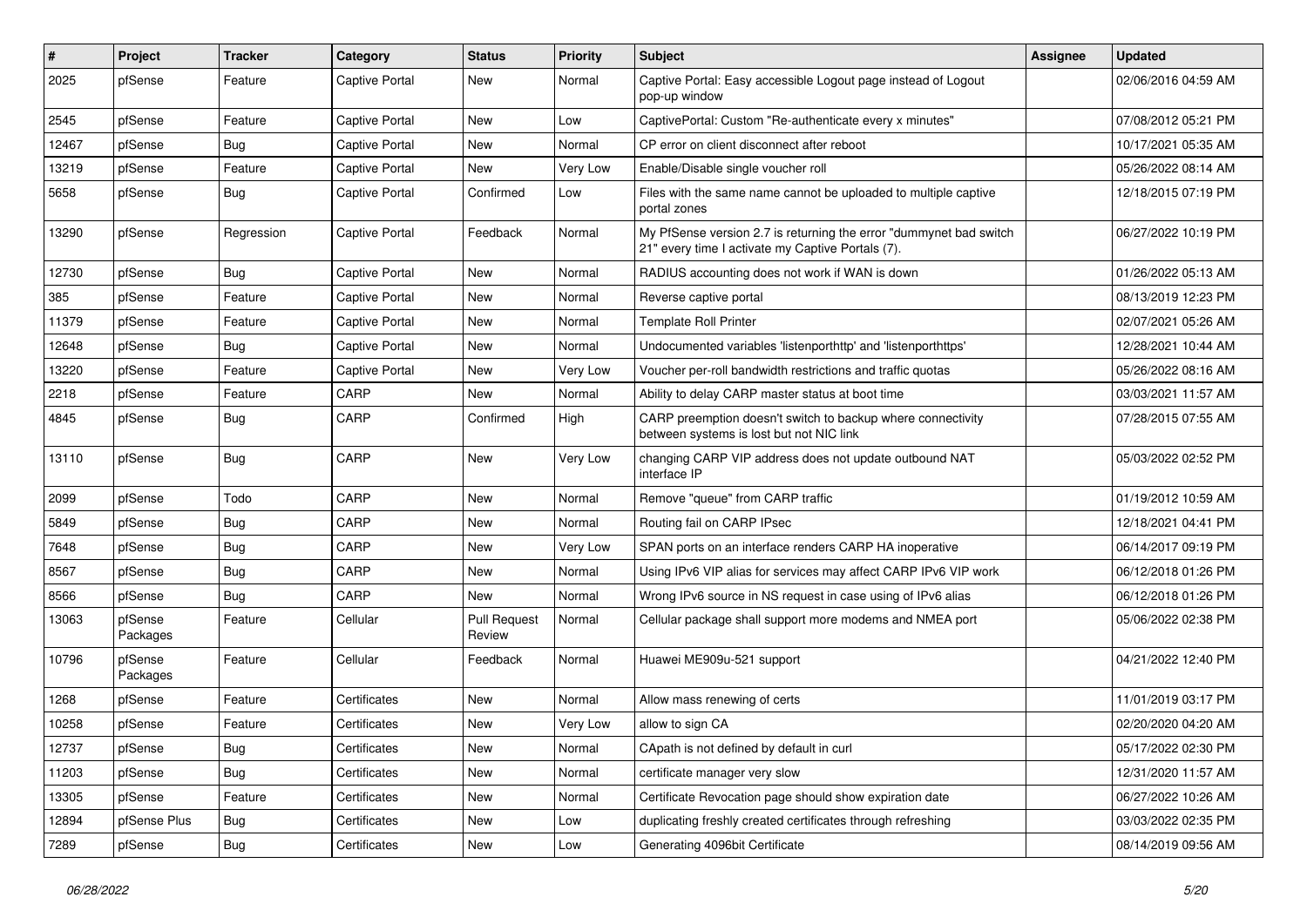| # | Project | Tracker | Category | Status | Priority | Subject | Assignee | Updated |
|---|---|---|---|---|---|---|---|---|
| 2025 | pfSense | Feature | Captive Portal | New | Normal | Captive Portal: Easy accessible Logout page instead of Logout pop-up window | | 02/06/2016 04:59 AM |
| 2545 | pfSense | Feature | Captive Portal | New | Low | CaptivePortal: Custom "Re-authenticate every x minutes" | | 07/08/2012 05:21 PM |
| 12467 | pfSense | Bug | Captive Portal | New | Normal | CP error on client disconnect after reboot | | 10/17/2021 05:35 AM |
| 13219 | pfSense | Feature | Captive Portal | New | Very Low | Enable/Disable single voucher roll | | 05/26/2022 08:14 AM |
| 5658 | pfSense | Bug | Captive Portal | Confirmed | Low | Files with the same name cannot be uploaded to multiple captive portal zones | | 12/18/2015 07:19 PM |
| 13290 | pfSense | Regression | Captive Portal | Feedback | Normal | My PfSense version 2.7 is returning the error "dummynet bad switch 21" every time I activate my Captive Portals (7). | | 06/27/2022 10:19 PM |
| 12730 | pfSense | Bug | Captive Portal | New | Normal | RADIUS accounting does not work if WAN is down | | 01/26/2022 05:13 AM |
| 385 | pfSense | Feature | Captive Portal | New | Normal | Reverse captive portal | | 08/13/2019 12:23 PM |
| 11379 | pfSense | Feature | Captive Portal | New | Normal | Template Roll Printer | | 02/07/2021 05:26 AM |
| 12648 | pfSense | Bug | Captive Portal | New | Normal | Undocumented variables 'listenporthttp' and 'listenporthttps' | | 12/28/2021 10:44 AM |
| 13220 | pfSense | Feature | Captive Portal | New | Very Low | Voucher per-roll bandwidth restrictions and traffic quotas | | 05/26/2022 08:16 AM |
| 2218 | pfSense | Feature | CARP | New | Normal | Ability to delay CARP master status at boot time | | 03/03/2021 11:57 AM |
| 4845 | pfSense | Bug | CARP | Confirmed | High | CARP preemption doesn't switch to backup where connectivity between systems is lost but not NIC link | | 07/28/2015 07:55 AM |
| 13110 | pfSense | Bug | CARP | New | Very Low | changing CARP VIP address does not update outbound NAT interface IP | | 05/03/2022 02:52 PM |
| 2099 | pfSense | Todo | CARP | New | Normal | Remove "queue" from CARP traffic | | 01/19/2012 10:59 AM |
| 5849 | pfSense | Bug | CARP | New | Normal | Routing fail on CARP IPsec | | 12/18/2021 04:41 PM |
| 7648 | pfSense | Bug | CARP | New | Very Low | SPAN ports on an interface renders CARP HA inoperative | | 06/14/2017 09:19 PM |
| 8567 | pfSense | Bug | CARP | New | Normal | Using IPv6 VIP alias for services may affect CARP IPv6 VIP work | | 06/12/2018 01:26 PM |
| 8566 | pfSense | Bug | CARP | New | Normal | Wrong IPv6 source in NS request in case using of IPv6 alias | | 06/12/2018 01:26 PM |
| 13063 | pfSense Packages | Feature | Cellular | Pull Request Review | Normal | Cellular package shall support more modems and NMEA port | | 05/06/2022 02:38 PM |
| 10796 | pfSense Packages | Feature | Cellular | Feedback | Normal | Huawei ME909u-521 support | | 04/21/2022 12:40 PM |
| 1268 | pfSense | Feature | Certificates | New | Normal | Allow mass renewing of certs | | 11/01/2019 03:17 PM |
| 10258 | pfSense | Feature | Certificates | New | Very Low | allow to sign CA | | 02/20/2020 04:20 AM |
| 12737 | pfSense | Bug | Certificates | New | Normal | CApath is not defined by default in curl | | 05/17/2022 02:30 PM |
| 11203 | pfSense | Bug | Certificates | New | Normal | certificate manager very slow | | 12/31/2020 11:57 AM |
| 13305 | pfSense | Feature | Certificates | New | Normal | Certificate Revocation page should show expiration date | | 06/27/2022 10:26 AM |
| 12894 | pfSense Plus | Bug | Certificates | New | Low | duplicating freshly created certificates through refreshing | | 03/03/2022 02:35 PM |
| 7289 | pfSense | Bug | Certificates | New | Low | Generating 4096bit Certificate | | 08/14/2019 09:56 AM |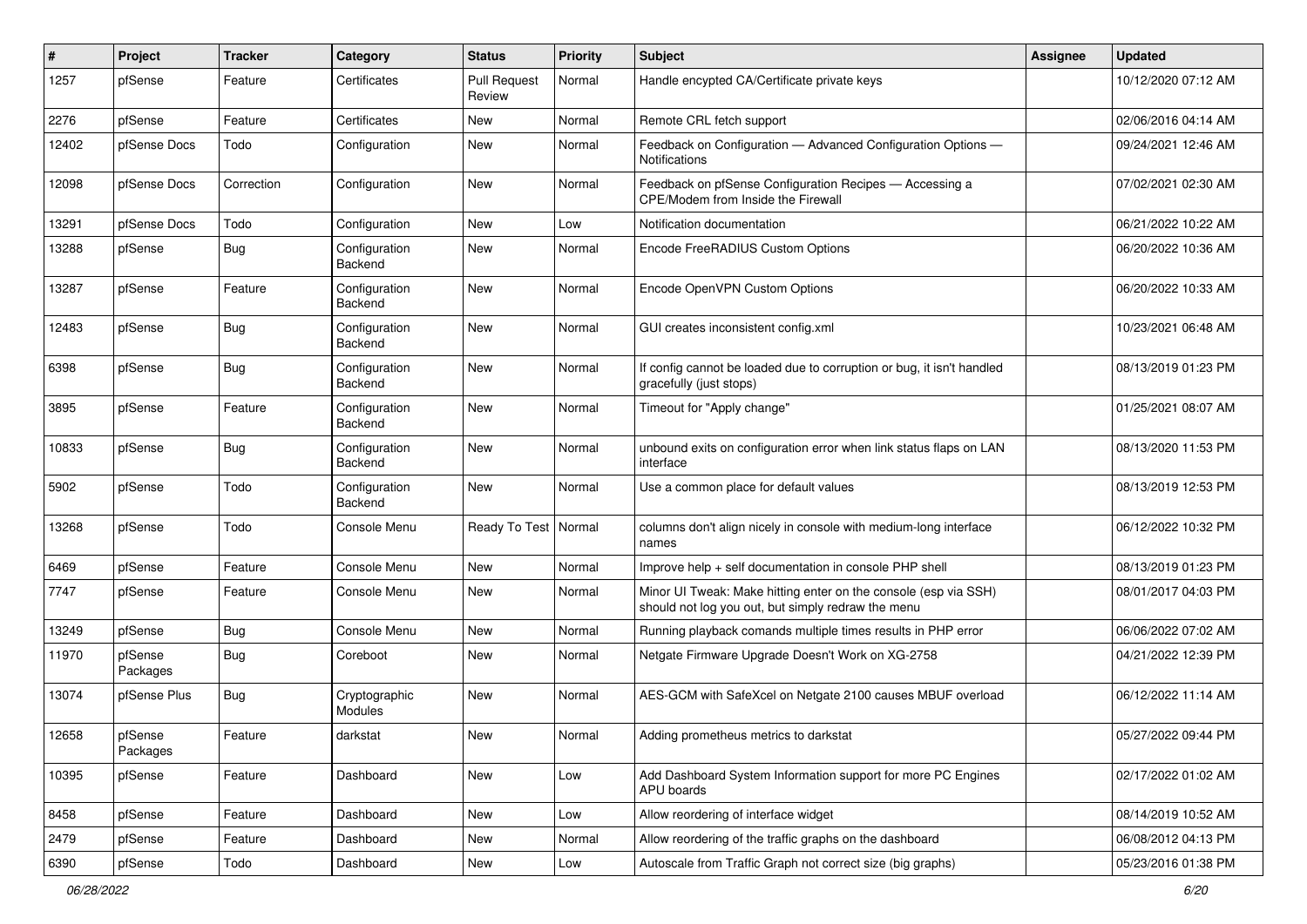| # | Project | Tracker | Category | Status | Priority | Subject | Assignee | Updated |
|---|---|---|---|---|---|---|---|---|
| 1257 | pfSense | Feature | Certificates | Pull Request Review | Normal | Handle encypted CA/Certificate private keys | | 10/12/2020 07:12 AM |
| 2276 | pfSense | Feature | Certificates | New | Normal | Remote CRL fetch support | | 02/06/2016 04:14 AM |
| 12402 | pfSense Docs | Todo | Configuration | New | Normal | Feedback on Configuration — Advanced Configuration Options — Notifications | | 09/24/2021 12:46 AM |
| 12098 | pfSense Docs | Correction | Configuration | New | Normal | Feedback on pfSense Configuration Recipes — Accessing a CPE/Modem from Inside the Firewall | | 07/02/2021 02:30 AM |
| 13291 | pfSense Docs | Todo | Configuration | New | Low | Notification documentation | | 06/21/2022 10:22 AM |
| 13288 | pfSense | Bug | Configuration Backend | New | Normal | Encode FreeRADIUS Custom Options | | 06/20/2022 10:36 AM |
| 13287 | pfSense | Feature | Configuration Backend | New | Normal | Encode OpenVPN Custom Options | | 06/20/2022 10:33 AM |
| 12483 | pfSense | Bug | Configuration Backend | New | Normal | GUI creates inconsistent config.xml | | 10/23/2021 06:48 AM |
| 6398 | pfSense | Bug | Configuration Backend | New | Normal | If config cannot be loaded due to corruption or bug, it isn't handled gracefully (just stops) | | 08/13/2019 01:23 PM |
| 3895 | pfSense | Feature | Configuration Backend | New | Normal | Timeout for "Apply change" | | 01/25/2021 08:07 AM |
| 10833 | pfSense | Bug | Configuration Backend | New | Normal | unbound exits on configuration error when link status flaps on LAN interface | | 08/13/2020 11:53 PM |
| 5902 | pfSense | Todo | Configuration Backend | New | Normal | Use a common place for default values | | 08/13/2019 12:53 PM |
| 13268 | pfSense | Todo | Console Menu | Ready To Test | Normal | columns don't align nicely in console with medium-long interface names | | 06/12/2022 10:32 PM |
| 6469 | pfSense | Feature | Console Menu | New | Normal | Improve help + self documentation in console PHP shell | | 08/13/2019 01:23 PM |
| 7747 | pfSense | Feature | Console Menu | New | Normal | Minor UI Tweak: Make hitting enter on the console (esp via SSH) should not log you out, but simply redraw the menu | | 08/01/2017 04:03 PM |
| 13249 | pfSense | Bug | Console Menu | New | Normal | Running playback comands multiple times results in PHP error | | 06/06/2022 07:02 AM |
| 11970 | pfSense Packages | Bug | Coreboot | New | Normal | Netgate Firmware Upgrade Doesn't Work on XG-2758 | | 04/21/2022 12:39 PM |
| 13074 | pfSense Plus | Bug | Cryptographic Modules | New | Normal | AES-GCM with SafeXcel on Netgate 2100 causes MBUF overload | | 06/12/2022 11:14 AM |
| 12658 | pfSense Packages | Feature | darkstat | New | Normal | Adding prometheus metrics to darkstat | | 05/27/2022 09:44 PM |
| 10395 | pfSense | Feature | Dashboard | New | Low | Add Dashboard System Information support for more PC Engines APU boards | | 02/17/2022 01:02 AM |
| 8458 | pfSense | Feature | Dashboard | New | Low | Allow reordering of interface widget | | 08/14/2019 10:52 AM |
| 2479 | pfSense | Feature | Dashboard | New | Normal | Allow reordering of the traffic graphs on the dashboard | | 06/08/2012 04:13 PM |
| 6390 | pfSense | Todo | Dashboard | New | Low | Autoscale from Traffic Graph not correct size (big graphs) | | 05/23/2016 01:38 PM |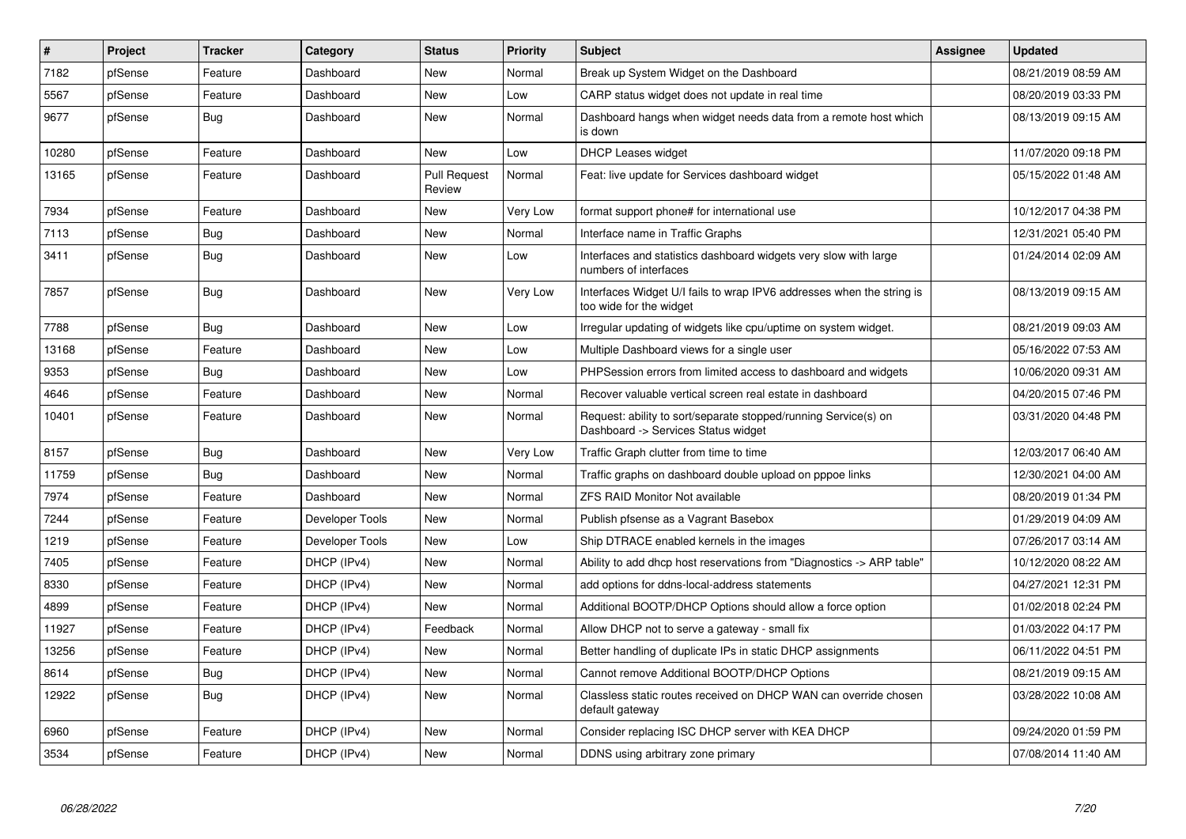| # | Project | Tracker | Category | Status | Priority | Subject | Assignee | Updated |
|---|---|---|---|---|---|---|---|---|
| 7182 | pfSense | Feature | Dashboard | New | Normal | Break up System Widget on the Dashboard | | 08/21/2019 08:59 AM |
| 5567 | pfSense | Feature | Dashboard | New | Low | CARP status widget does not update in real time | | 08/20/2019 03:33 PM |
| 9677 | pfSense | Bug | Dashboard | New | Normal | Dashboard hangs when widget needs data from a remote host which is down | | 08/13/2019 09:15 AM |
| 10280 | pfSense | Feature | Dashboard | New | Low | DHCP Leases widget | | 11/07/2020 09:18 PM |
| 13165 | pfSense | Feature | Dashboard | Pull Request Review | Normal | Feat: live update for Services dashboard widget | | 05/15/2022 01:48 AM |
| 7934 | pfSense | Feature | Dashboard | New | Very Low | format support phone# for international use | | 10/12/2017 04:38 PM |
| 7113 | pfSense | Bug | Dashboard | New | Normal | Interface name in Traffic Graphs | | 12/31/2021 05:40 PM |
| 3411 | pfSense | Bug | Dashboard | New | Low | Interfaces and statistics dashboard widgets very slow with large numbers of interfaces | | 01/24/2014 02:09 AM |
| 7857 | pfSense | Bug | Dashboard | New | Very Low | Interfaces Widget U/I fails to wrap IPV6 addresses when the string is too wide for the widget | | 08/13/2019 09:15 AM |
| 7788 | pfSense | Bug | Dashboard | New | Low | Irregular updating of widgets like cpu/uptime on system widget. | | 08/21/2019 09:03 AM |
| 13168 | pfSense | Feature | Dashboard | New | Low | Multiple Dashboard views for a single user | | 05/16/2022 07:53 AM |
| 9353 | pfSense | Bug | Dashboard | New | Low | PHPSession errors from limited access to dashboard and widgets | | 10/06/2020 09:31 AM |
| 4646 | pfSense | Feature | Dashboard | New | Normal | Recover valuable vertical screen real estate in dashboard | | 04/20/2015 07:46 PM |
| 10401 | pfSense | Feature | Dashboard | New | Normal | Request: ability to sort/separate stopped/running Service(s) on Dashboard -> Services Status widget | | 03/31/2020 04:48 PM |
| 8157 | pfSense | Bug | Dashboard | New | Very Low | Traffic Graph clutter from time to time | | 12/03/2017 06:40 AM |
| 11759 | pfSense | Bug | Dashboard | New | Normal | Traffic graphs on dashboard double upload on pppoe links | | 12/30/2021 04:00 AM |
| 7974 | pfSense | Feature | Dashboard | New | Normal | ZFS RAID Monitor Not available | | 08/20/2019 01:34 PM |
| 7244 | pfSense | Feature | Developer Tools | New | Normal | Publish pfsense as a Vagrant Basebox | | 01/29/2019 04:09 AM |
| 1219 | pfSense | Feature | Developer Tools | New | Low | Ship DTRACE enabled kernels in the images | | 07/26/2017 03:14 AM |
| 7405 | pfSense | Feature | DHCP (IPv4) | New | Normal | Ability to add dhcp host reservations from "Diagnostics -> ARP table" | | 10/12/2020 08:22 AM |
| 8330 | pfSense | Feature | DHCP (IPv4) | New | Normal | add options for ddns-local-address statements | | 04/27/2021 12:31 PM |
| 4899 | pfSense | Feature | DHCP (IPv4) | New | Normal | Additional BOOTP/DHCP Options should allow a force option | | 01/02/2018 02:24 PM |
| 11927 | pfSense | Feature | DHCP (IPv4) | Feedback | Normal | Allow DHCP not to serve a gateway - small fix | | 01/03/2022 04:17 PM |
| 13256 | pfSense | Feature | DHCP (IPv4) | New | Normal | Better handling of duplicate IPs in static DHCP assignments | | 06/11/2022 04:51 PM |
| 8614 | pfSense | Bug | DHCP (IPv4) | New | Normal | Cannot remove Additional BOOTP/DHCP Options | | 08/21/2019 09:15 AM |
| 12922 | pfSense | Bug | DHCP (IPv4) | New | Normal | Classless static routes received on DHCP WAN can override chosen default gateway | | 03/28/2022 10:08 AM |
| 6960 | pfSense | Feature | DHCP (IPv4) | New | Normal | Consider replacing ISC DHCP server with KEA DHCP | | 09/24/2020 01:59 PM |
| 3534 | pfSense | Feature | DHCP (IPv4) | New | Normal | DDNS using arbitrary zone primary | | 07/08/2014 11:40 AM |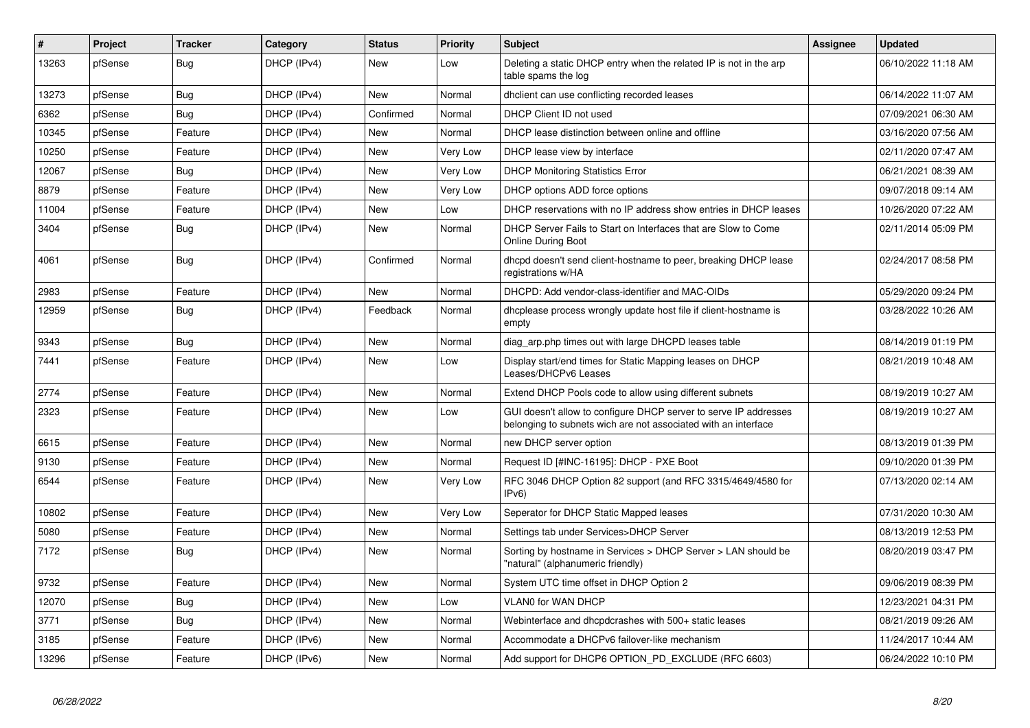| # | Project | Tracker | Category | Status | Priority | Subject | Assignee | Updated |
|---|---|---|---|---|---|---|---|---|
| 13263 | pfSense | Bug | DHCP (IPv4) | New | Low | Deleting a static DHCP entry when the related IP is not in the arp table spams the log | | 06/10/2022 11:18 AM |
| 13273 | pfSense | Bug | DHCP (IPv4) | New | Normal | dhclient can use conflicting recorded leases | | 06/14/2022 11:07 AM |
| 6362 | pfSense | Bug | DHCP (IPv4) | Confirmed | Normal | DHCP Client ID not used | | 07/09/2021 06:30 AM |
| 10345 | pfSense | Feature | DHCP (IPv4) | New | Normal | DHCP lease distinction between online and offline | | 03/16/2020 07:56 AM |
| 10250 | pfSense | Feature | DHCP (IPv4) | New | Very Low | DHCP lease view by interface | | 02/11/2020 07:47 AM |
| 12067 | pfSense | Bug | DHCP (IPv4) | New | Very Low | DHCP Monitoring Statistics Error | | 06/21/2021 08:39 AM |
| 8879 | pfSense | Feature | DHCP (IPv4) | New | Very Low | DHCP options ADD force options | | 09/07/2018 09:14 AM |
| 11004 | pfSense | Feature | DHCP (IPv4) | New | Low | DHCP reservations with no IP address show entries in DHCP leases | | 10/26/2020 07:22 AM |
| 3404 | pfSense | Bug | DHCP (IPv4) | New | Normal | DHCP Server Fails to Start on Interfaces that are Slow to Come Online During Boot | | 02/11/2014 05:09 PM |
| 4061 | pfSense | Bug | DHCP (IPv4) | Confirmed | Normal | dhcpd doesn't send client-hostname to peer, breaking DHCP lease registrations w/HA | | 02/24/2017 08:58 PM |
| 2983 | pfSense | Feature | DHCP (IPv4) | New | Normal | DHCPD: Add vendor-class-identifier and MAC-OIDs | | 05/29/2020 09:24 PM |
| 12959 | pfSense | Bug | DHCP (IPv4) | Feedback | Normal | dhcplease process wrongly update host file if client-hostname is empty | | 03/28/2022 10:26 AM |
| 9343 | pfSense | Bug | DHCP (IPv4) | New | Normal | diag_arp.php times out with large DHCPD leases table | | 08/14/2019 01:19 PM |
| 7441 | pfSense | Feature | DHCP (IPv4) | New | Low | Display start/end times for Static Mapping leases on DHCP Leases/DHCPv6 Leases | | 08/21/2019 10:48 AM |
| 2774 | pfSense | Feature | DHCP (IPv4) | New | Normal | Extend DHCP Pools code to allow using different subnets | | 08/19/2019 10:27 AM |
| 2323 | pfSense | Feature | DHCP (IPv4) | New | Low | GUI doesn't allow to configure DHCP server to serve IP addresses belonging to subnets wich are not associated with an interface | | 08/19/2019 10:27 AM |
| 6615 | pfSense | Feature | DHCP (IPv4) | New | Normal | new DHCP server option | | 08/13/2019 01:39 PM |
| 9130 | pfSense | Feature | DHCP (IPv4) | New | Normal | Request ID [#INC-16195]: DHCP - PXE Boot | | 09/10/2020 01:39 PM |
| 6544 | pfSense | Feature | DHCP (IPv4) | New | Very Low | RFC 3046 DHCP Option 82 support (and RFC 3315/4649/4580 for IPv6) | | 07/13/2020 02:14 AM |
| 10802 | pfSense | Feature | DHCP (IPv4) | New | Very Low | Seperator for DHCP Static Mapped leases | | 07/31/2020 10:30 AM |
| 5080 | pfSense | Feature | DHCP (IPv4) | New | Normal | Settings tab under Services>DHCP Server | | 08/13/2019 12:53 PM |
| 7172 | pfSense | Bug | DHCP (IPv4) | New | Normal | Sorting by hostname in Services > DHCP Server > LAN should be "natural" (alphanumeric friendly) | | 08/20/2019 03:47 PM |
| 9732 | pfSense | Feature | DHCP (IPv4) | New | Normal | System UTC time offset in DHCP Option 2 | | 09/06/2019 08:39 PM |
| 12070 | pfSense | Bug | DHCP (IPv4) | New | Low | VLAN0 for WAN DHCP | | 12/23/2021 04:31 PM |
| 3771 | pfSense | Bug | DHCP (IPv4) | New | Normal | Webinterface and dhcpdcrashes with 500+ static leases | | 08/21/2019 09:26 AM |
| 3185 | pfSense | Feature | DHCP (IPv6) | New | Normal | Accommodate a DHCPv6 failover-like mechanism | | 11/24/2017 10:44 AM |
| 13296 | pfSense | Feature | DHCP (IPv6) | New | Normal | Add support for DHCP6 OPTION_PD_EXCLUDE (RFC 6603) | | 06/24/2022 10:10 PM |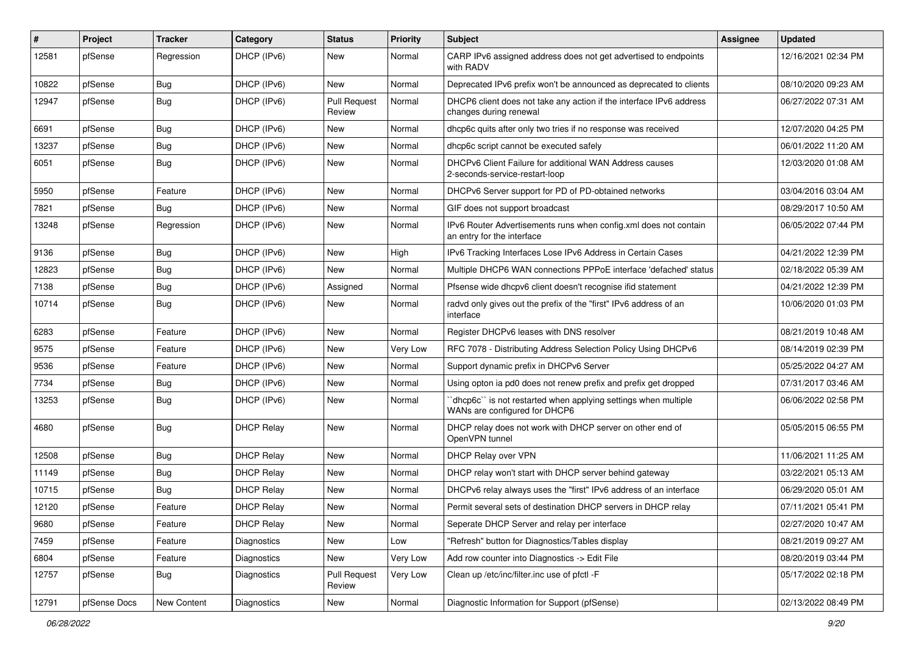| # | Project | Tracker | Category | Status | Priority | Subject | Assignee | Updated |
| --- | --- | --- | --- | --- | --- | --- | --- | --- |
| 12581 | pfSense | Regression | DHCP (IPv6) | New | Normal | CARP IPv6 assigned address does not get advertised to endpoints with RADV | | 12/16/2021 02:34 PM |
| 10822 | pfSense | Bug | DHCP (IPv6) | New | Normal | Deprecated IPv6 prefix won't be announced as deprecated to clients | | 08/10/2020 09:23 AM |
| 12947 | pfSense | Bug | DHCP (IPv6) | Pull Request Review | Normal | DHCP6 client does not take any action if the interface IPv6 address changes during renewal | | 06/27/2022 07:31 AM |
| 6691 | pfSense | Bug | DHCP (IPv6) | New | Normal | dhcp6c quits after only two tries if no response was received | | 12/07/2020 04:25 PM |
| 13237 | pfSense | Bug | DHCP (IPv6) | New | Normal | dhcp6c script cannot be executed safely | | 06/01/2022 11:20 AM |
| 6051 | pfSense | Bug | DHCP (IPv6) | New | Normal | DHCPv6 Client Failure for additional WAN Address causes 2-seconds-service-restart-loop | | 12/03/2020 01:08 AM |
| 5950 | pfSense | Feature | DHCP (IPv6) | New | Normal | DHCPv6 Server support for PD of PD-obtained networks | | 03/04/2016 03:04 AM |
| 7821 | pfSense | Bug | DHCP (IPv6) | New | Normal | GIF does not support broadcast | | 08/29/2017 10:50 AM |
| 13248 | pfSense | Regression | DHCP (IPv6) | New | Normal | IPv6 Router Advertisements runs when config.xml does not contain an entry for the interface | | 06/05/2022 07:44 PM |
| 9136 | pfSense | Bug | DHCP (IPv6) | New | High | IPv6 Tracking Interfaces Lose IPv6 Address in Certain Cases | | 04/21/2022 12:39 PM |
| 12823 | pfSense | Bug | DHCP (IPv6) | New | Normal | Multiple DHCP6 WAN connections PPPoE interface 'defached' status | | 02/18/2022 05:39 AM |
| 7138 | pfSense | Bug | DHCP (IPv6) | Assigned | Normal | Pfsense wide dhcpv6 client doesn't recognise ifid statement | | 04/21/2022 12:39 PM |
| 10714 | pfSense | Bug | DHCP (IPv6) | New | Normal | radvd only gives out the prefix of the "first" IPv6 address of an interface | | 10/06/2020 01:03 PM |
| 6283 | pfSense | Feature | DHCP (IPv6) | New | Normal | Register DHCPv6 leases with DNS resolver | | 08/21/2019 10:48 AM |
| 9575 | pfSense | Feature | DHCP (IPv6) | New | Very Low | RFC 7078 - Distributing Address Selection Policy Using DHCPv6 | | 08/14/2019 02:39 PM |
| 9536 | pfSense | Feature | DHCP (IPv6) | New | Normal | Support dynamic prefix in DHCPv6 Server | | 05/25/2022 04:27 AM |
| 7734 | pfSense | Bug | DHCP (IPv6) | New | Normal | Using opton ia pd0 does not renew prefix and prefix get dropped | | 07/31/2017 03:46 AM |
| 13253 | pfSense | Bug | DHCP (IPv6) | New | Normal | ``dhcp6c`` is not restarted when applying settings when multiple WANs are configured for DHCP6 | | 06/06/2022 02:58 PM |
| 4680 | pfSense | Bug | DHCP Relay | New | Normal | DHCP relay does not work with DHCP server on other end of OpenVPN tunnel | | 05/05/2015 06:55 PM |
| 12508 | pfSense | Bug | DHCP Relay | New | Normal | DHCP Relay over VPN | | 11/06/2021 11:25 AM |
| 11149 | pfSense | Bug | DHCP Relay | New | Normal | DHCP relay won't start with DHCP server behind gateway | | 03/22/2021 05:13 AM |
| 10715 | pfSense | Bug | DHCP Relay | New | Normal | DHCPv6 relay always uses the "first" IPv6 address of an interface | | 06/29/2020 05:01 AM |
| 12120 | pfSense | Feature | DHCP Relay | New | Normal | Permit several sets of destination DHCP servers in DHCP relay | | 07/11/2021 05:41 PM |
| 9680 | pfSense | Feature | DHCP Relay | New | Normal | Seperate DHCP Server and relay per interface | | 02/27/2020 10:47 AM |
| 7459 | pfSense | Feature | Diagnostics | New | Low | "Refresh" button for Diagnostics/Tables display | | 08/21/2019 09:27 AM |
| 6804 | pfSense | Feature | Diagnostics | New | Very Low | Add row counter into Diagnostics -> Edit File | | 08/20/2019 03:44 PM |
| 12757 | pfSense | Bug | Diagnostics | Pull Request Review | Very Low | Clean up /etc/inc/filter.inc use of pfctl -F | | 05/17/2022 02:18 PM |
| 12791 | pfSense Docs | New Content | Diagnostics | New | Normal | Diagnostic Information for Support (pfSense) | | 02/13/2022 08:49 PM |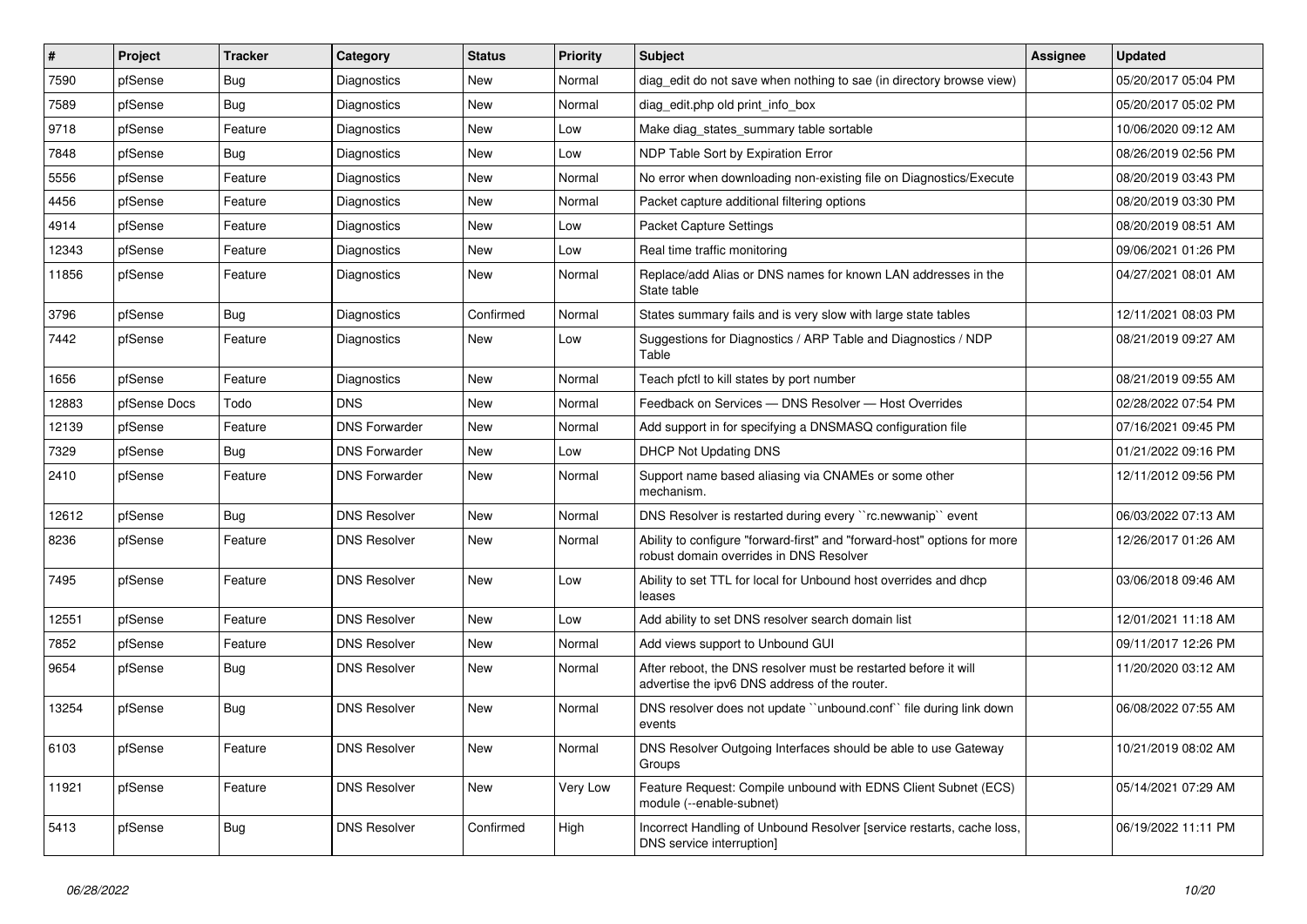| # | Project | Tracker | Category | Status | Priority | Subject | Assignee | Updated |
|---|---|---|---|---|---|---|---|---|
| 7590 | pfSense | Bug | Diagnostics | New | Normal | diag_edit do not save when nothing to sae (in directory browse view) | | 05/20/2017 05:04 PM |
| 7589 | pfSense | Bug | Diagnostics | New | Normal | diag_edit.php old print_info_box | | 05/20/2017 05:02 PM |
| 9718 | pfSense | Feature | Diagnostics | New | Low | Make diag_states_summary table sortable | | 10/06/2020 09:12 AM |
| 7848 | pfSense | Bug | Diagnostics | New | Low | NDP Table Sort by Expiration Error | | 08/26/2019 02:56 PM |
| 5556 | pfSense | Feature | Diagnostics | New | Normal | No error when downloading non-existing file on Diagnostics/Execute | | 08/20/2019 03:43 PM |
| 4456 | pfSense | Feature | Diagnostics | New | Normal | Packet capture additional filtering options | | 08/20/2019 03:30 PM |
| 4914 | pfSense | Feature | Diagnostics | New | Low | Packet Capture Settings | | 08/20/2019 08:51 AM |
| 12343 | pfSense | Feature | Diagnostics | New | Low | Real time traffic monitoring | | 09/06/2021 01:26 PM |
| 11856 | pfSense | Feature | Diagnostics | New | Normal | Replace/add Alias or DNS names for known LAN addresses in the State table | | 04/27/2021 08:01 AM |
| 3796 | pfSense | Bug | Diagnostics | Confirmed | Normal | States summary fails and is very slow with large state tables | | 12/11/2021 08:03 PM |
| 7442 | pfSense | Feature | Diagnostics | New | Low | Suggestions for Diagnostics / ARP Table and Diagnostics / NDP Table | | 08/21/2019 09:27 AM |
| 1656 | pfSense | Feature | Diagnostics | New | Normal | Teach pfctl to kill states by port number | | 08/21/2019 09:55 AM |
| 12883 | pfSense Docs | Todo | DNS | New | Normal | Feedback on Services — DNS Resolver — Host Overrides | | 02/28/2022 07:54 PM |
| 12139 | pfSense | Feature | DNS Forwarder | New | Normal | Add support in for specifying a DNSMASQ configuration file | | 07/16/2021 09:45 PM |
| 7329 | pfSense | Bug | DNS Forwarder | New | Low | DHCP Not Updating DNS | | 01/21/2022 09:16 PM |
| 2410 | pfSense | Feature | DNS Forwarder | New | Normal | Support name based aliasing via CNAMEs or some other mechanism. | | 12/11/2012 09:56 PM |
| 12612 | pfSense | Bug | DNS Resolver | New | Normal | DNS Resolver is restarted during every ``rc.newwanip`` event | | 06/03/2022 07:13 AM |
| 8236 | pfSense | Feature | DNS Resolver | New | Normal | Ability to configure "forward-first" and "forward-host" options for more robust domain overrides in DNS Resolver | | 12/26/2017 01:26 AM |
| 7495 | pfSense | Feature | DNS Resolver | New | Low | Ability to set TTL for local for Unbound host overrides and dhcp leases | | 03/06/2018 09:46 AM |
| 12551 | pfSense | Feature | DNS Resolver | New | Low | Add ability to set DNS resolver search domain list | | 12/01/2021 11:18 AM |
| 7852 | pfSense | Feature | DNS Resolver | New | Normal | Add views support to Unbound GUI | | 09/11/2017 12:26 PM |
| 9654 | pfSense | Bug | DNS Resolver | New | Normal | After reboot, the DNS resolver must be restarted before it will advertise the ipv6 DNS address of the router. | | 11/20/2020 03:12 AM |
| 13254 | pfSense | Bug | DNS Resolver | New | Normal | DNS resolver does not update ``unbound.conf`` file during link down events | | 06/08/2022 07:55 AM |
| 6103 | pfSense | Feature | DNS Resolver | New | Normal | DNS Resolver Outgoing Interfaces should be able to use Gateway Groups | | 10/21/2019 08:02 AM |
| 11921 | pfSense | Feature | DNS Resolver | New | Very Low | Feature Request: Compile unbound with EDNS Client Subnet (ECS) module (--enable-subnet) | | 05/14/2021 07:29 AM |
| 5413 | pfSense | Bug | DNS Resolver | Confirmed | High | Incorrect Handling of Unbound Resolver [service restarts, cache loss, DNS service interruption] | | 06/19/2022 11:11 PM |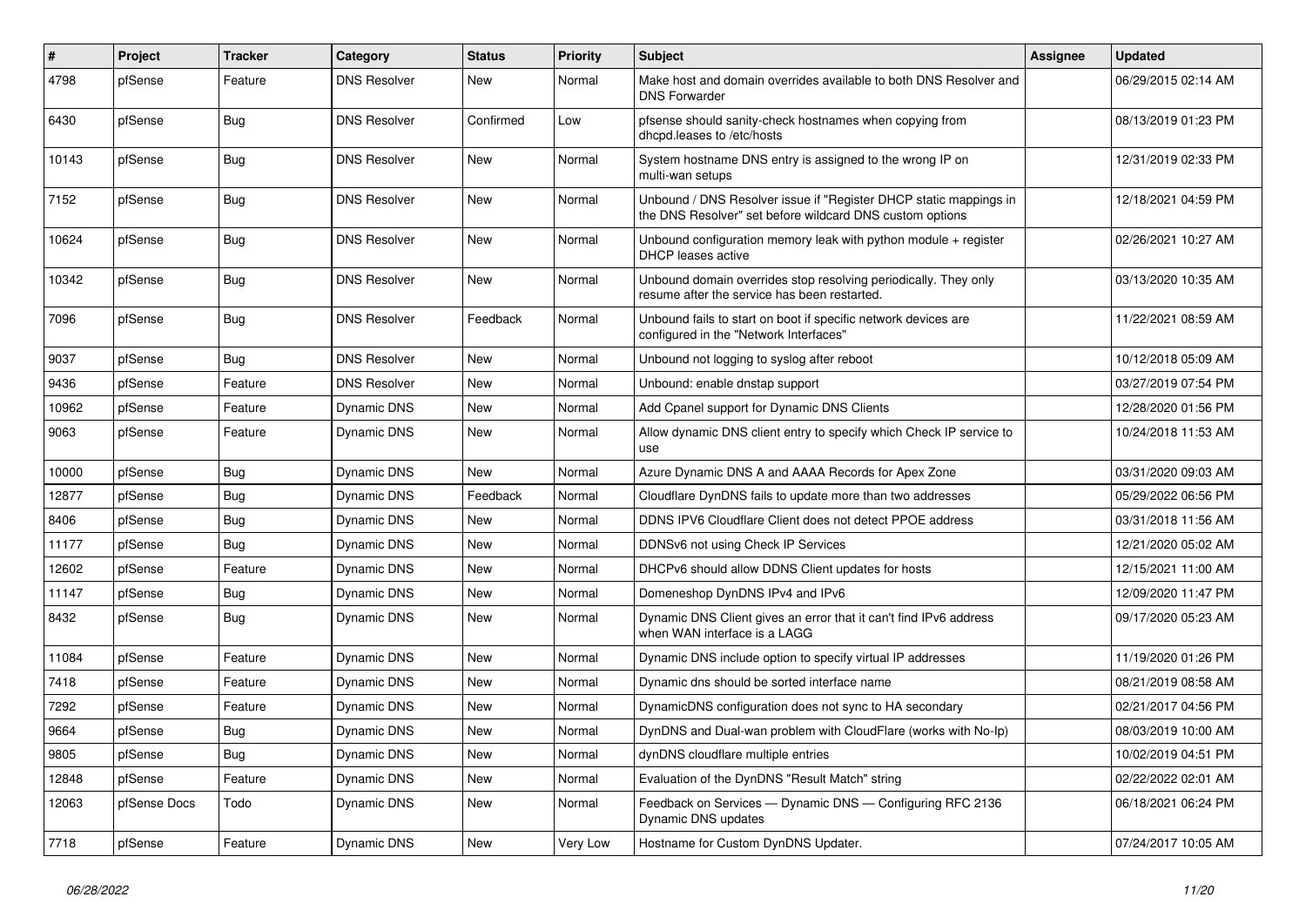| # | Project | Tracker | Category | Status | Priority | Subject | Assignee | Updated |
|---|---|---|---|---|---|---|---|---|
| 4798 | pfSense | Feature | DNS Resolver | New | Normal | Make host and domain overrides available to both DNS Resolver and DNS Forwarder | | 06/29/2015 02:14 AM |
| 6430 | pfSense | Bug | DNS Resolver | Confirmed | Low | pfsense should sanity-check hostnames when copying from dhcpd.leases to /etc/hosts | | 08/13/2019 01:23 PM |
| 10143 | pfSense | Bug | DNS Resolver | New | Normal | System hostname DNS entry is assigned to the wrong IP on multi-wan setups | | 12/31/2019 02:33 PM |
| 7152 | pfSense | Bug | DNS Resolver | New | Normal | Unbound / DNS Resolver issue if "Register DHCP static mappings in the DNS Resolver" set before wildcard DNS custom options | | 12/18/2021 04:59 PM |
| 10624 | pfSense | Bug | DNS Resolver | New | Normal | Unbound configuration memory leak with python module + register DHCP leases active | | 02/26/2021 10:27 AM |
| 10342 | pfSense | Bug | DNS Resolver | New | Normal | Unbound domain overrides stop resolving periodically. They only resume after the service has been restarted. | | 03/13/2020 10:35 AM |
| 7096 | pfSense | Bug | DNS Resolver | Feedback | Normal | Unbound fails to start on boot if specific network devices are configured in the "Network Interfaces" | | 11/22/2021 08:59 AM |
| 9037 | pfSense | Bug | DNS Resolver | New | Normal | Unbound not logging to syslog after reboot | | 10/12/2018 05:09 AM |
| 9436 | pfSense | Feature | DNS Resolver | New | Normal | Unbound: enable dnstap support | | 03/27/2019 07:54 PM |
| 10962 | pfSense | Feature | Dynamic DNS | New | Normal | Add Cpanel support for Dynamic DNS Clients | | 12/28/2020 01:56 PM |
| 9063 | pfSense | Feature | Dynamic DNS | New | Normal | Allow dynamic DNS client entry to specify which Check IP service to use | | 10/24/2018 11:53 AM |
| 10000 | pfSense | Bug | Dynamic DNS | New | Normal | Azure Dynamic DNS A and AAAA Records for Apex Zone | | 03/31/2020 09:03 AM |
| 12877 | pfSense | Bug | Dynamic DNS | Feedback | Normal | Cloudflare DynDNS fails to update more than two addresses | | 05/29/2022 06:56 PM |
| 8406 | pfSense | Bug | Dynamic DNS | New | Normal | DDNS IPV6 Cloudflare Client does not detect PPOE address | | 03/31/2018 11:56 AM |
| 11177 | pfSense | Bug | Dynamic DNS | New | Normal | DDNSv6 not using Check IP Services | | 12/21/2020 05:02 AM |
| 12602 | pfSense | Feature | Dynamic DNS | New | Normal | DHCPv6 should allow DDNS Client updates for hosts | | 12/15/2021 11:00 AM |
| 11147 | pfSense | Bug | Dynamic DNS | New | Normal | Domeneshop DynDNS IPv4 and IPv6 | | 12/09/2020 11:47 PM |
| 8432 | pfSense | Bug | Dynamic DNS | New | Normal | Dynamic DNS Client gives an error that it can't find IPv6 address when WAN interface is a LAGG | | 09/17/2020 05:23 AM |
| 11084 | pfSense | Feature | Dynamic DNS | New | Normal | Dynamic DNS include option to specify virtual IP addresses | | 11/19/2020 01:26 PM |
| 7418 | pfSense | Feature | Dynamic DNS | New | Normal | Dynamic dns should be sorted interface name | | 08/21/2019 08:58 AM |
| 7292 | pfSense | Feature | Dynamic DNS | New | Normal | DynamicDNS configuration does not sync to HA secondary | | 02/21/2017 04:56 PM |
| 9664 | pfSense | Bug | Dynamic DNS | New | Normal | DynDNS and Dual-wan problem with CloudFlare (works with No-Ip) | | 08/03/2019 10:00 AM |
| 9805 | pfSense | Bug | Dynamic DNS | New | Normal | dynDNS cloudflare multiple entries | | 10/02/2019 04:51 PM |
| 12848 | pfSense | Feature | Dynamic DNS | New | Normal | Evaluation of the DynDNS "Result Match" string | | 02/22/2022 02:01 AM |
| 12063 | pfSense Docs | Todo | Dynamic DNS | New | Normal | Feedback on Services — Dynamic DNS — Configuring RFC 2136 Dynamic DNS updates | | 06/18/2021 06:24 PM |
| 7718 | pfSense | Feature | Dynamic DNS | New | Very Low | Hostname for Custom DynDNS Updater. | | 07/24/2017 10:05 AM |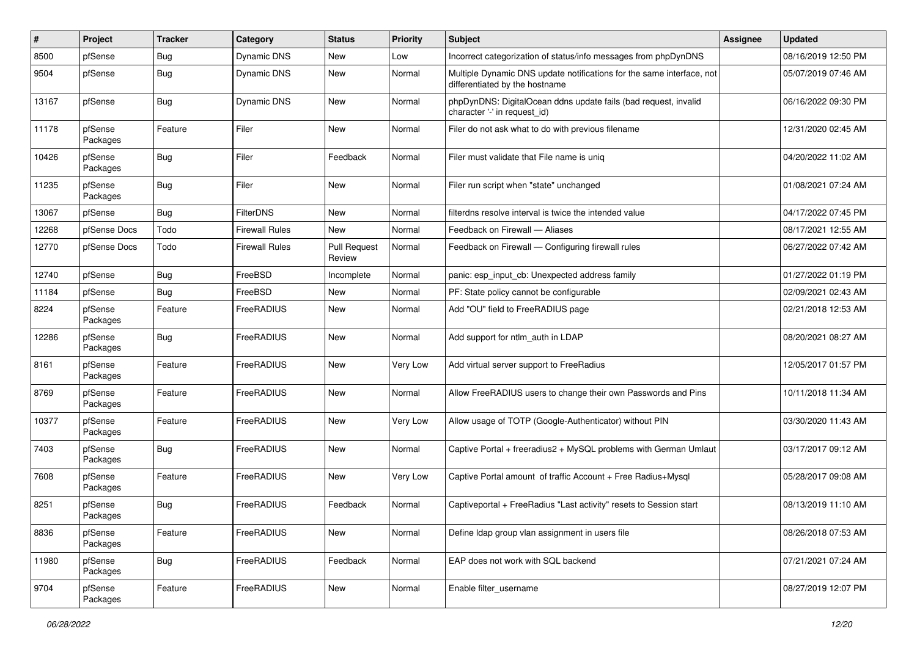| # | Project | Tracker | Category | Status | Priority | Subject | Assignee | Updated |
|---|---|---|---|---|---|---|---|---|
| 8500 | pfSense | Bug | Dynamic DNS | New | Low | Incorrect categorization of status/info messages from phpDynDNS | | 08/16/2019 12:50 PM |
| 9504 | pfSense | Bug | Dynamic DNS | New | Normal | Multiple Dynamic DNS update notifications for the same interface, not differentiated by the hostname | | 05/07/2019 07:46 AM |
| 13167 | pfSense | Bug | Dynamic DNS | New | Normal | phpDynDNS: DigitalOcean ddns update fails (bad request, invalid character '-' in request_id) | | 06/16/2022 09:30 PM |
| 11178 | pfSense Packages | Feature | Filer | New | Normal | Filer do not ask what to do with previous filename | | 12/31/2020 02:45 AM |
| 10426 | pfSense Packages | Bug | Filer | Feedback | Normal | Filer must validate that File name is uniq | | 04/20/2022 11:02 AM |
| 11235 | pfSense Packages | Bug | Filer | New | Normal | Filer run script when "state" unchanged | | 01/08/2021 07:24 AM |
| 13067 | pfSense | Bug | FilterDNS | New | Normal | filterdns resolve interval is twice the intended value | | 04/17/2022 07:45 PM |
| 12268 | pfSense Docs | Todo | Firewall Rules | New | Normal | Feedback on Firewall — Aliases | | 08/17/2021 12:55 AM |
| 12770 | pfSense Docs | Todo | Firewall Rules | Pull Request Review | Normal | Feedback on Firewall — Configuring firewall rules | | 06/27/2022 07:42 AM |
| 12740 | pfSense | Bug | FreeBSD | Incomplete | Normal | panic: esp_input_cb: Unexpected address family | | 01/27/2022 01:19 PM |
| 11184 | pfSense | Bug | FreeBSD | New | Normal | PF: State policy cannot be configurable | | 02/09/2021 02:43 AM |
| 8224 | pfSense Packages | Feature | FreeRADIUS | New | Normal | Add "OU" field to FreeRADIUS page | | 02/21/2018 12:53 AM |
| 12286 | pfSense Packages | Bug | FreeRADIUS | New | Normal | Add support for ntlm_auth in LDAP | | 08/20/2021 08:27 AM |
| 8161 | pfSense Packages | Feature | FreeRADIUS | New | Very Low | Add virtual server support to FreeRadius | | 12/05/2017 01:57 PM |
| 8769 | pfSense Packages | Feature | FreeRADIUS | New | Normal | Allow FreeRADIUS users to change their own Passwords and Pins | | 10/11/2018 11:34 AM |
| 10377 | pfSense Packages | Feature | FreeRADIUS | New | Very Low | Allow usage of TOTP (Google-Authenticator) without PIN | | 03/30/2020 11:43 AM |
| 7403 | pfSense Packages | Bug | FreeRADIUS | New | Normal | Captive Portal + freeradius2 + MySQL problems with German Umlaut | | 03/17/2017 09:12 AM |
| 7608 | pfSense Packages | Feature | FreeRADIUS | New | Very Low | Captive Portal amount of traffic Account + Free Radius+Mysql | | 05/28/2017 09:08 AM |
| 8251 | pfSense Packages | Bug | FreeRADIUS | Feedback | Normal | Captiveportal + FreeRadius "Last activity" resets to Session start | | 08/13/2019 11:10 AM |
| 8836 | pfSense Packages | Feature | FreeRADIUS | New | Normal | Define ldap group vlan assignment in users file | | 08/26/2018 07:53 AM |
| 11980 | pfSense Packages | Bug | FreeRADIUS | Feedback | Normal | EAP does not work with SQL backend | | 07/21/2021 07:24 AM |
| 9704 | pfSense Packages | Feature | FreeRADIUS | New | Normal | Enable filter_username | | 08/27/2019 12:07 PM |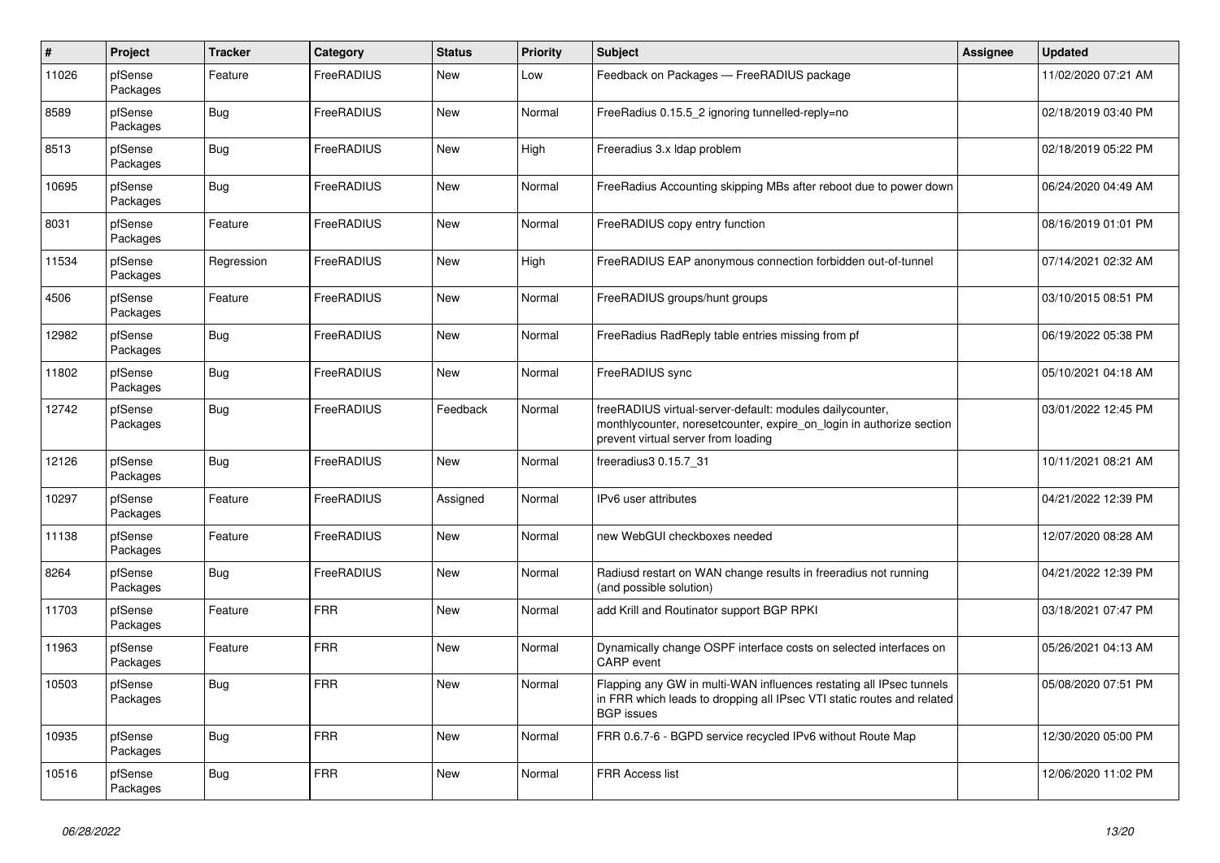| # | Project | Tracker | Category | Status | Priority | Subject | Assignee | Updated |
|---|---|---|---|---|---|---|---|---|
| 11026 | pfSense Packages | Feature | FreeRADIUS | New | Low | Feedback on Packages — FreeRADIUS package | | 11/02/2020 07:21 AM |
| 8589 | pfSense Packages | Bug | FreeRADIUS | New | Normal | FreeRadius 0.15.5_2 ignoring tunnelled-reply=no | | 02/18/2019 03:40 PM |
| 8513 | pfSense Packages | Bug | FreeRADIUS | New | High | Freeradius 3.x ldap problem | | 02/18/2019 05:22 PM |
| 10695 | pfSense Packages | Bug | FreeRADIUS | New | Normal | FreeRadius Accounting skipping MBs after reboot due to power down | | 06/24/2020 04:49 AM |
| 8031 | pfSense Packages | Feature | FreeRADIUS | New | Normal | FreeRADIUS copy entry function | | 08/16/2019 01:01 PM |
| 11534 | pfSense Packages | Regression | FreeRADIUS | New | High | FreeRADIUS EAP anonymous connection forbidden out-of-tunnel | | 07/14/2021 02:32 AM |
| 4506 | pfSense Packages | Feature | FreeRADIUS | New | Normal | FreeRADIUS groups/hunt groups | | 03/10/2015 08:51 PM |
| 12982 | pfSense Packages | Bug | FreeRADIUS | New | Normal | FreeRadius RadReply table entries missing from pf | | 06/19/2022 05:38 PM |
| 11802 | pfSense Packages | Bug | FreeRADIUS | New | Normal | FreeRADIUS sync | | 05/10/2021 04:18 AM |
| 12742 | pfSense Packages | Bug | FreeRADIUS | Feedback | Normal | freeRADIUS virtual-server-default: modules dailycounter, monthlycounter, noresetcounter, expire_on_login in authorize section prevent virtual server from loading | | 03/01/2022 12:45 PM |
| 12126 | pfSense Packages | Bug | FreeRADIUS | New | Normal | freeradius3 0.15.7_31 | | 10/11/2021 08:21 AM |
| 10297 | pfSense Packages | Feature | FreeRADIUS | Assigned | Normal | IPv6 user attributes | | 04/21/2022 12:39 PM |
| 11138 | pfSense Packages | Feature | FreeRADIUS | New | Normal | new WebGUI checkboxes needed | | 12/07/2020 08:28 AM |
| 8264 | pfSense Packages | Bug | FreeRADIUS | New | Normal | Radiusd restart on WAN change results in freeradius not running (and possible solution) | | 04/21/2022 12:39 PM |
| 11703 | pfSense Packages | Feature | FRR | New | Normal | add Krill and Routinator support BGP RPKI | | 03/18/2021 07:47 PM |
| 11963 | pfSense Packages | Feature | FRR | New | Normal | Dynamically change OSPF interface costs on selected interfaces on CARP event | | 05/26/2021 04:13 AM |
| 10503 | pfSense Packages | Bug | FRR | New | Normal | Flapping any GW in multi-WAN influences restating all IPsec tunnels in FRR which leads to dropping all IPsec VTI static routes and related BGP issues | | 05/08/2020 07:51 PM |
| 10935 | pfSense Packages | Bug | FRR | New | Normal | FRR 0.6.7-6 - BGPD service recycled IPv6 without Route Map | | 12/30/2020 05:00 PM |
| 10516 | pfSense Packages | Bug | FRR | New | Normal | FRR Access list | | 12/06/2020 11:02 PM |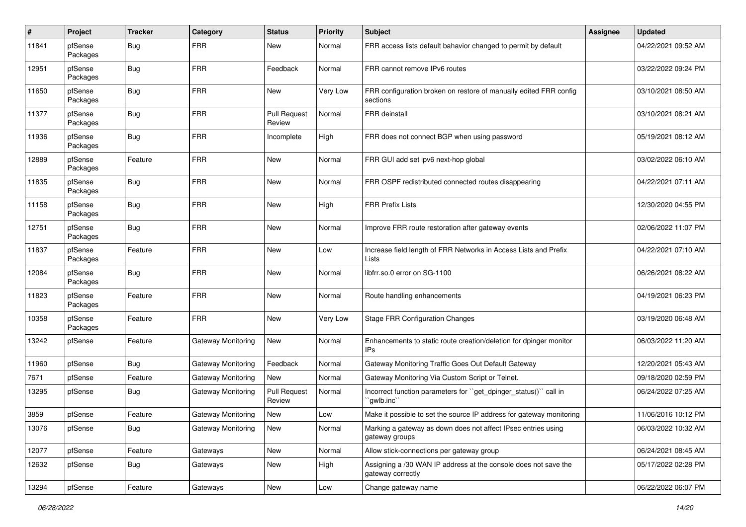| # | Project | Tracker | Category | Status | Priority | Subject | Assignee | Updated |
|---|---|---|---|---|---|---|---|---|
| 11841 | pfSense Packages | Bug | FRR | New | Normal | FRR access lists default bahavior changed to permit by default | | 04/22/2021 09:52 AM |
| 12951 | pfSense Packages | Bug | FRR | Feedback | Normal | FRR cannot remove IPv6 routes | | 03/22/2022 09:24 PM |
| 11650 | pfSense Packages | Bug | FRR | New | Very Low | FRR configuration broken on restore of manually edited FRR config sections | | 03/10/2021 08:50 AM |
| 11377 | pfSense Packages | Bug | FRR | Pull Request Review | Normal | FRR deinstall | | 03/10/2021 08:21 AM |
| 11936 | pfSense Packages | Bug | FRR | Incomplete | High | FRR does not connect BGP when using password | | 05/19/2021 08:12 AM |
| 12889 | pfSense Packages | Feature | FRR | New | Normal | FRR GUI add set ipv6 next-hop global | | 03/02/2022 06:10 AM |
| 11835 | pfSense Packages | Bug | FRR | New | Normal | FRR OSPF redistributed connected routes disappearing | | 04/22/2021 07:11 AM |
| 11158 | pfSense Packages | Bug | FRR | New | High | FRR Prefix Lists | | 12/30/2020 04:55 PM |
| 12751 | pfSense Packages | Bug | FRR | New | Normal | Improve FRR route restoration after gateway events | | 02/06/2022 11:07 PM |
| 11837 | pfSense Packages | Feature | FRR | New | Low | Increase field length of FRR Networks in Access Lists and Prefix Lists | | 04/22/2021 07:10 AM |
| 12084 | pfSense Packages | Bug | FRR | New | Normal | libfrr.so.0 error on SG-1100 | | 06/26/2021 08:22 AM |
| 11823 | pfSense Packages | Feature | FRR | New | Normal | Route handling enhancements | | 04/19/2021 06:23 PM |
| 10358 | pfSense Packages | Feature | FRR | New | Very Low | Stage FRR Configuration Changes | | 03/19/2020 06:48 AM |
| 13242 | pfSense | Feature | Gateway Monitoring | New | Normal | Enhancements to static route creation/deletion for dpinger monitor IPs | | 06/03/2022 11:20 AM |
| 11960 | pfSense | Bug | Gateway Monitoring | Feedback | Normal | Gateway Monitoring Traffic Goes Out Default Gateway | | 12/20/2021 05:43 AM |
| 7671 | pfSense | Feature | Gateway Monitoring | New | Normal | Gateway Monitoring Via Custom Script or Telnet. | | 09/18/2020 02:59 PM |
| 13295 | pfSense | Bug | Gateway Monitoring | Pull Request Review | Normal | Incorrect function parameters for ``get_dpinger_status()`` call in ``gwlb.inc`` | | 06/24/2022 07:25 AM |
| 3859 | pfSense | Feature | Gateway Monitoring | New | Low | Make it possible to set the source IP address for gateway monitoring | | 11/06/2016 10:12 PM |
| 13076 | pfSense | Bug | Gateway Monitoring | New | Normal | Marking a gateway as down does not affect IPsec entries using gateway groups | | 06/03/2022 10:32 AM |
| 12077 | pfSense | Feature | Gateways | New | Normal | Allow stick-connections per gateway group | | 06/24/2021 08:45 AM |
| 12632 | pfSense | Bug | Gateways | New | High | Assigning a /30 WAN IP address at the console does not save the gateway correctly | | 05/17/2022 02:28 PM |
| 13294 | pfSense | Feature | Gateways | New | Low | Change gateway name | | 06/22/2022 06:07 PM |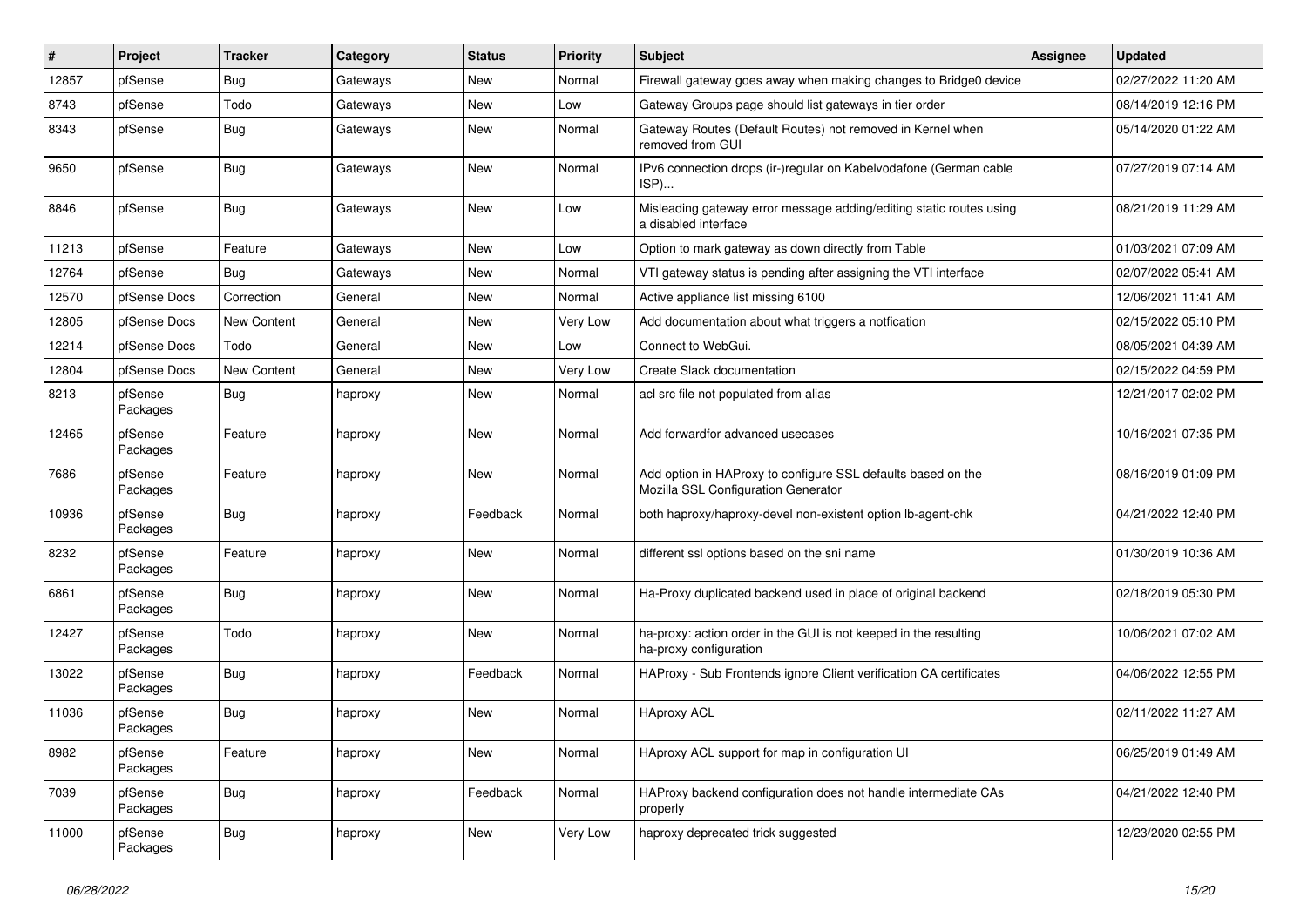| # | Project | Tracker | Category | Status | Priority | Subject | Assignee | Updated |
|---|---|---|---|---|---|---|---|---|
| 12857 | pfSense | Bug | Gateways | New | Normal | Firewall gateway goes away when making changes to Bridge0 device | | 02/27/2022 11:20 AM |
| 8743 | pfSense | Todo | Gateways | New | Low | Gateway Groups page should list gateways in tier order | | 08/14/2019 12:16 PM |
| 8343 | pfSense | Bug | Gateways | New | Normal | Gateway Routes (Default Routes) not removed in Kernel when removed from GUI | | 05/14/2020 01:22 AM |
| 9650 | pfSense | Bug | Gateways | New | Normal | IPv6 connection drops (ir-)regular on Kabelvodafone (German cable ISP)... | | 07/27/2019 07:14 AM |
| 8846 | pfSense | Bug | Gateways | New | Low | Misleading gateway error message adding/editing static routes using a disabled interface | | 08/21/2019 11:29 AM |
| 11213 | pfSense | Feature | Gateways | New | Low | Option to mark gateway as down directly from Table | | 01/03/2021 07:09 AM |
| 12764 | pfSense | Bug | Gateways | New | Normal | VTI gateway status is pending after assigning the VTI interface | | 02/07/2022 05:41 AM |
| 12570 | pfSense Docs | Correction | General | New | Normal | Active appliance list missing 6100 | | 12/06/2021 11:41 AM |
| 12805 | pfSense Docs | New Content | General | New | Very Low | Add documentation about what triggers a notfication | | 02/15/2022 05:10 PM |
| 12214 | pfSense Docs | Todo | General | New | Low | Connect to WebGui. | | 08/05/2021 04:39 AM |
| 12804 | pfSense Docs | New Content | General | New | Very Low | Create Slack documentation | | 02/15/2022 04:59 PM |
| 8213 | pfSense Packages | Bug | haproxy | New | Normal | acl src file not populated from alias | | 12/21/2017 02:02 PM |
| 12465 | pfSense Packages | Feature | haproxy | New | Normal | Add forwardfor advanced usecases | | 10/16/2021 07:35 PM |
| 7686 | pfSense Packages | Feature | haproxy | New | Normal | Add option in HAProxy to configure SSL defaults based on the Mozilla SSL Configuration Generator | | 08/16/2019 01:09 PM |
| 10936 | pfSense Packages | Bug | haproxy | Feedback | Normal | both haproxy/haproxy-devel non-existent option lb-agent-chk | | 04/21/2022 12:40 PM |
| 8232 | pfSense Packages | Feature | haproxy | New | Normal | different ssl options based on the sni name | | 01/30/2019 10:36 AM |
| 6861 | pfSense Packages | Bug | haproxy | New | Normal | Ha-Proxy duplicated backend used in place of original backend | | 02/18/2019 05:30 PM |
| 12427 | pfSense Packages | Todo | haproxy | New | Normal | ha-proxy: action order in the GUI is not keeped in the resulting ha-proxy configuration | | 10/06/2021 07:02 AM |
| 13022 | pfSense Packages | Bug | haproxy | Feedback | Normal | HAProxy - Sub Frontends ignore Client verification CA certificates | | 04/06/2022 12:55 PM |
| 11036 | pfSense Packages | Bug | haproxy | New | Normal | HAproxy ACL | | 02/11/2022 11:27 AM |
| 8982 | pfSense Packages | Feature | haproxy | New | Normal | HAproxy ACL support for map in configuration UI | | 06/25/2019 01:49 AM |
| 7039 | pfSense Packages | Bug | haproxy | Feedback | Normal | HAProxy backend configuration does not handle intermediate CAs properly | | 04/21/2022 12:40 PM |
| 11000 | pfSense Packages | Bug | haproxy | New | Very Low | haproxy deprecated trick suggested | | 12/23/2020 02:55 PM |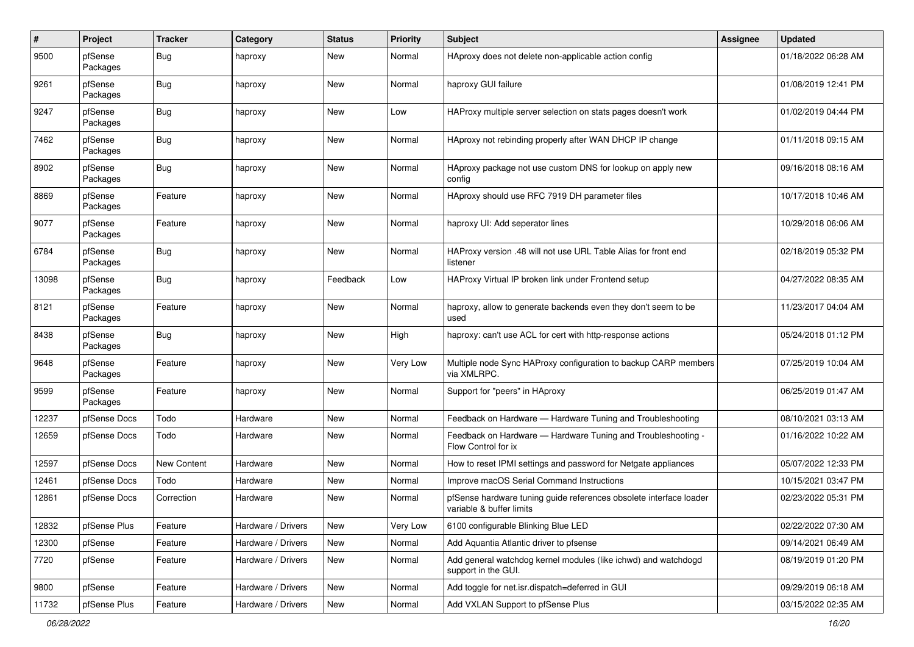| # | Project | Tracker | Category | Status | Priority | Subject | Assignee | Updated |
|---|---|---|---|---|---|---|---|---|
| 9500 | pfSense Packages | Bug | haproxy | New | Normal | HAproxy does not delete non-applicable action config | | 01/18/2022 06:28 AM |
| 9261 | pfSense Packages | Bug | haproxy | New | Normal | haproxy GUI failure | | 01/08/2019 12:41 PM |
| 9247 | pfSense Packages | Bug | haproxy | New | Low | HAProxy multiple server selection on stats pages doesn't work | | 01/02/2019 04:44 PM |
| 7462 | pfSense Packages | Bug | haproxy | New | Normal | HAproxy not rebinding properly after WAN DHCP IP change | | 01/11/2018 09:15 AM |
| 8902 | pfSense Packages | Bug | haproxy | New | Normal | HAproxy package not use custom DNS for lookup on apply new config | | 09/16/2018 08:16 AM |
| 8869 | pfSense Packages | Feature | haproxy | New | Normal | HAproxy should use RFC 7919 DH parameter files | | 10/17/2018 10:46 AM |
| 9077 | pfSense Packages | Feature | haproxy | New | Normal | haproxy UI: Add seperator lines | | 10/29/2018 06:06 AM |
| 6784 | pfSense Packages | Bug | haproxy | New | Normal | HAProxy version .48 will not use URL Table Alias for front end listener | | 02/18/2019 05:32 PM |
| 13098 | pfSense Packages | Bug | haproxy | Feedback | Low | HAProxy Virtual IP broken link under Frontend setup | | 04/27/2022 08:35 AM |
| 8121 | pfSense Packages | Feature | haproxy | New | Normal | haproxy, allow to generate backends even they don't seem to be used | | 11/23/2017 04:04 AM |
| 8438 | pfSense Packages | Bug | haproxy | New | High | haproxy: can't use ACL for cert with http-response actions | | 05/24/2018 01:12 PM |
| 9648 | pfSense Packages | Feature | haproxy | New | Very Low | Multiple node Sync HAProxy configuration to backup CARP members via XMLRPC. | | 07/25/2019 10:04 AM |
| 9599 | pfSense Packages | Feature | haproxy | New | Normal | Support for "peers" in HAproxy | | 06/25/2019 01:47 AM |
| 12237 | pfSense Docs | Todo | Hardware | New | Normal | Feedback on Hardware — Hardware Tuning and Troubleshooting | | 08/10/2021 03:13 AM |
| 12659 | pfSense Docs | Todo | Hardware | New | Normal | Feedback on Hardware — Hardware Tuning and Troubleshooting - Flow Control for ix | | 01/16/2022 10:22 AM |
| 12597 | pfSense Docs | New Content | Hardware | New | Normal | How to reset IPMI settings and password for Netgate appliances | | 05/07/2022 12:33 PM |
| 12461 | pfSense Docs | Todo | Hardware | New | Normal | Improve macOS Serial Command Instructions | | 10/15/2021 03:47 PM |
| 12861 | pfSense Docs | Correction | Hardware | New | Normal | pfSense hardware tuning guide references obsolete interface loader variable & buffer limits | | 02/23/2022 05:31 PM |
| 12832 | pfSense Plus | Feature | Hardware / Drivers | New | Very Low | 6100 configurable Blinking Blue LED | | 02/22/2022 07:30 AM |
| 12300 | pfSense | Feature | Hardware / Drivers | New | Normal | Add Aquantia Atlantic driver to pfsense | | 09/14/2021 06:49 AM |
| 7720 | pfSense | Feature | Hardware / Drivers | New | Normal | Add general watchdog kernel modules (like ichwd) and watchdogd support in the GUI. | | 08/19/2019 01:20 PM |
| 9800 | pfSense | Feature | Hardware / Drivers | New | Normal | Add toggle for net.isr.dispatch=deferred in GUI | | 09/29/2019 06:18 AM |
| 11732 | pfSense Plus | Feature | Hardware / Drivers | New | Normal | Add VXLAN Support to pfSense Plus | | 03/15/2022 02:35 AM |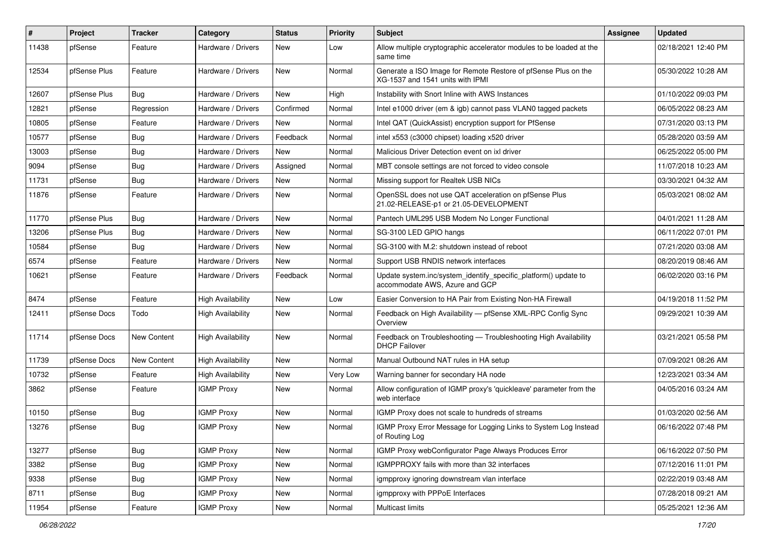| # | Project | Tracker | Category | Status | Priority | Subject | Assignee | Updated |
|---|---|---|---|---|---|---|---|---|
| 11438 | pfSense | Feature | Hardware / Drivers | New | Low | Allow multiple cryptographic accelerator modules to be loaded at the same time | | 02/18/2021 12:40 PM |
| 12534 | pfSense Plus | Feature | Hardware / Drivers | New | Normal | Generate a ISO Image for Remote Restore of pfSense Plus on the XG-1537 and 1541 units with IPMI | | 05/30/2022 10:28 AM |
| 12607 | pfSense Plus | Bug | Hardware / Drivers | New | High | Instability with Snort Inline with AWS Instances | | 01/10/2022 09:03 PM |
| 12821 | pfSense | Regression | Hardware / Drivers | Confirmed | Normal | Intel e1000 driver (em & igb) cannot pass VLAN0 tagged packets | | 06/05/2022 08:23 AM |
| 10805 | pfSense | Feature | Hardware / Drivers | New | Normal | Intel QAT (QuickAssist) encryption support for PfSense | | 07/31/2020 03:13 PM |
| 10577 | pfSense | Bug | Hardware / Drivers | Feedback | Normal | intel x553 (c3000 chipset) loading x520 driver | | 05/28/2020 03:59 AM |
| 13003 | pfSense | Bug | Hardware / Drivers | New | Normal | Malicious Driver Detection event on ixl driver | | 06/25/2022 05:00 PM |
| 9094 | pfSense | Bug | Hardware / Drivers | Assigned | Normal | MBT console settings are not forced to video console | | 11/07/2018 10:23 AM |
| 11731 | pfSense | Bug | Hardware / Drivers | New | Normal | Missing support for Realtek USB NICs | | 03/30/2021 04:32 AM |
| 11876 | pfSense | Feature | Hardware / Drivers | New | Normal | OpenSSL does not use QAT acceleration on pfSense Plus 21.02-RELEASE-p1 or 21.05-DEVELOPMENT | | 05/03/2021 08:02 AM |
| 11770 | pfSense Plus | Bug | Hardware / Drivers | New | Normal | Pantech UML295 USB Modem No Longer Functional | | 04/01/2021 11:28 AM |
| 13206 | pfSense Plus | Bug | Hardware / Drivers | New | Normal | SG-3100 LED GPIO hangs | | 06/11/2022 07:01 PM |
| 10584 | pfSense | Bug | Hardware / Drivers | New | Normal | SG-3100 with M.2: shutdown instead of reboot | | 07/21/2020 03:08 AM |
| 6574 | pfSense | Feature | Hardware / Drivers | New | Normal | Support USB RNDIS network interfaces | | 08/20/2019 08:46 AM |
| 10621 | pfSense | Feature | Hardware / Drivers | Feedback | Normal | Update system.inc/system_identify_specific_platform() update to accommodate AWS, Azure and GCP | | 06/02/2020 03:16 PM |
| 8474 | pfSense | Feature | High Availability | New | Low | Easier Conversion to HA Pair from Existing Non-HA Firewall | | 04/19/2018 11:52 PM |
| 12411 | pfSense Docs | Todo | High Availability | New | Normal | Feedback on High Availability — pfSense XML-RPC Config Sync Overview | | 09/29/2021 10:39 AM |
| 11714 | pfSense Docs | New Content | High Availability | New | Normal | Feedback on Troubleshooting — Troubleshooting High Availability DHCP Failover | | 03/21/2021 05:58 PM |
| 11739 | pfSense Docs | New Content | High Availability | New | Normal | Manual Outbound NAT rules in HA setup | | 07/09/2021 08:26 AM |
| 10732 | pfSense | Feature | High Availability | New | Very Low | Warning banner for secondary HA node | | 12/23/2021 03:34 AM |
| 3862 | pfSense | Feature | IGMP Proxy | New | Normal | Allow configuration of IGMP proxy's 'quickleave' parameter from the web interface | | 04/05/2016 03:24 AM |
| 10150 | pfSense | Bug | IGMP Proxy | New | Normal | IGMP Proxy does not scale to hundreds of streams | | 01/03/2020 02:56 AM |
| 13276 | pfSense | Bug | IGMP Proxy | New | Normal | IGMP Proxy Error Message for Logging Links to System Log Instead of Routing Log | | 06/16/2022 07:48 PM |
| 13277 | pfSense | Bug | IGMP Proxy | New | Normal | IGMP Proxy webConfigurator Page Always Produces Error | | 06/16/2022 07:50 PM |
| 3382 | pfSense | Bug | IGMP Proxy | New | Normal | IGMPPROXY fails with more than 32 interfaces | | 07/12/2016 11:01 PM |
| 9338 | pfSense | Bug | IGMP Proxy | New | Normal | igmpproxy ignoring downstream vlan interface | | 02/22/2019 03:48 AM |
| 8711 | pfSense | Bug | IGMP Proxy | New | Normal | igmpproxy with PPPoE Interfaces | | 07/28/2018 09:21 AM |
| 11954 | pfSense | Feature | IGMP Proxy | New | Normal | Multicast limits | | 05/25/2021 12:36 AM |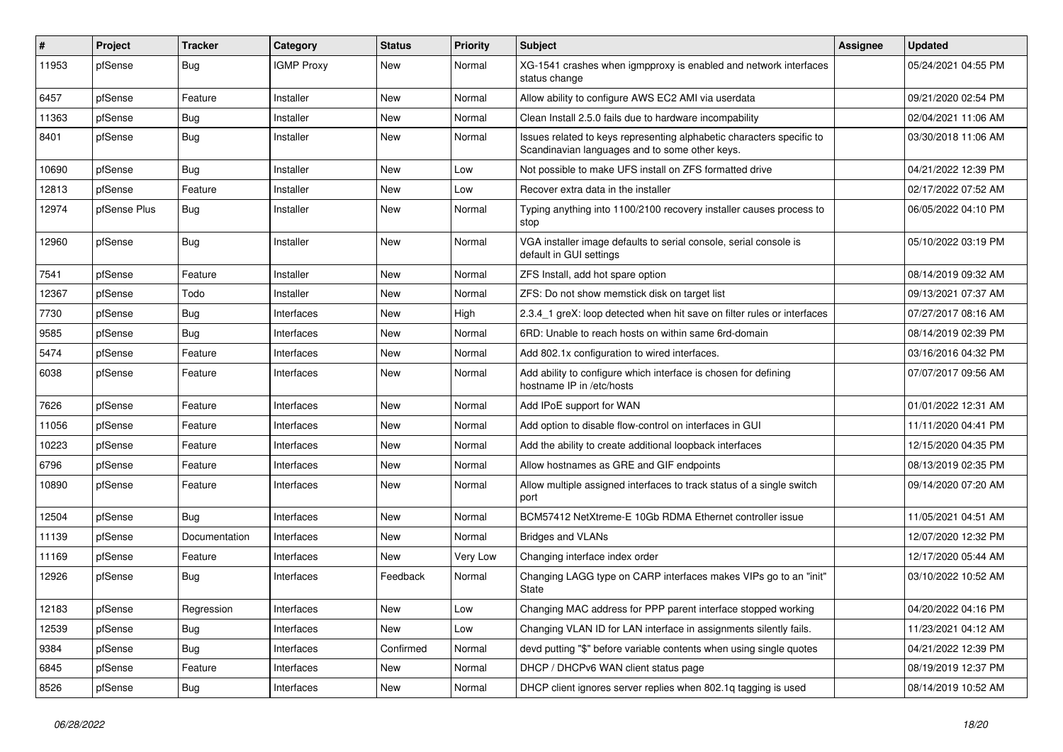| # | Project | Tracker | Category | Status | Priority | Subject | Assignee | Updated |
|---|---|---|---|---|---|---|---|---|
| 11953 | pfSense | Bug | IGMP Proxy | New | Normal | XG-1541 crashes when igmpproxy is enabled and network interfaces status change | | 05/24/2021 04:55 PM |
| 6457 | pfSense | Feature | Installer | New | Normal | Allow ability to configure AWS EC2 AMI via userdata | | 09/21/2020 02:54 PM |
| 11363 | pfSense | Bug | Installer | New | Normal | Clean Install 2.5.0 fails due to hardware incompability | | 02/04/2021 11:06 AM |
| 8401 | pfSense | Bug | Installer | New | Normal | Issues related to keys representing alphabetic characters specific to Scandinavian languages and to some other keys. | | 03/30/2018 11:06 AM |
| 10690 | pfSense | Bug | Installer | New | Low | Not possible to make UFS install on ZFS formatted drive | | 04/21/2022 12:39 PM |
| 12813 | pfSense | Feature | Installer | New | Low | Recover extra data in the installer | | 02/17/2022 07:52 AM |
| 12974 | pfSense Plus | Bug | Installer | New | Normal | Typing anything into 1100/2100 recovery installer causes process to stop | | 06/05/2022 04:10 PM |
| 12960 | pfSense | Bug | Installer | New | Normal | VGA installer image defaults to serial console, serial console is default in GUI settings | | 05/10/2022 03:19 PM |
| 7541 | pfSense | Feature | Installer | New | Normal | ZFS Install, add hot spare option | | 08/14/2019 09:32 AM |
| 12367 | pfSense | Todo | Installer | New | Normal | ZFS: Do not show memstick disk on target list | | 09/13/2021 07:37 AM |
| 7730 | pfSense | Bug | Interfaces | New | High | 2.3.4_1 greX: loop detected when hit save on filter rules or interfaces | | 07/27/2017 08:16 AM |
| 9585 | pfSense | Bug | Interfaces | New | Normal | 6RD: Unable to reach hosts on within same 6rd-domain | | 08/14/2019 02:39 PM |
| 5474 | pfSense | Feature | Interfaces | New | Normal | Add 802.1x configuration to wired interfaces. | | 03/16/2016 04:32 PM |
| 6038 | pfSense | Feature | Interfaces | New | Normal | Add ability to configure which interface is chosen for defining hostname IP in /etc/hosts | | 07/07/2017 09:56 AM |
| 7626 | pfSense | Feature | Interfaces | New | Normal | Add IPoE support for WAN | | 01/01/2022 12:31 AM |
| 11056 | pfSense | Feature | Interfaces | New | Normal | Add option to disable flow-control on interfaces in GUI | | 11/11/2020 04:41 PM |
| 10223 | pfSense | Feature | Interfaces | New | Normal | Add the ability to create additional loopback interfaces | | 12/15/2020 04:35 PM |
| 6796 | pfSense | Feature | Interfaces | New | Normal | Allow hostnames as GRE and GIF endpoints | | 08/13/2019 02:35 PM |
| 10890 | pfSense | Feature | Interfaces | New | Normal | Allow multiple assigned interfaces to track status of a single switch port | | 09/14/2020 07:20 AM |
| 12504 | pfSense | Bug | Interfaces | New | Normal | BCM57412 NetXtreme-E 10Gb RDMA Ethernet controller issue | | 11/05/2021 04:51 AM |
| 11139 | pfSense | Documentation | Interfaces | New | Normal | Bridges and VLANs | | 12/07/2020 12:32 PM |
| 11169 | pfSense | Feature | Interfaces | New | Very Low | Changing interface index order | | 12/17/2020 05:44 AM |
| 12926 | pfSense | Bug | Interfaces | Feedback | Normal | Changing LAGG type on CARP interfaces makes VIPs go to an "init" State | | 03/10/2022 10:52 AM |
| 12183 | pfSense | Regression | Interfaces | New | Low | Changing MAC address for PPP parent interface stopped working | | 04/20/2022 04:16 PM |
| 12539 | pfSense | Bug | Interfaces | New | Low | Changing VLAN ID for LAN interface in assignments silently fails. | | 11/23/2021 04:12 AM |
| 9384 | pfSense | Bug | Interfaces | Confirmed | Normal | devd putting "$" before variable contents when using single quotes | | 04/21/2022 12:39 PM |
| 6845 | pfSense | Feature | Interfaces | New | Normal | DHCP / DHCPv6 WAN client status page | | 08/19/2019 12:37 PM |
| 8526 | pfSense | Bug | Interfaces | New | Normal | DHCP client ignores server replies when 802.1q tagging is used | | 08/14/2019 10:52 AM |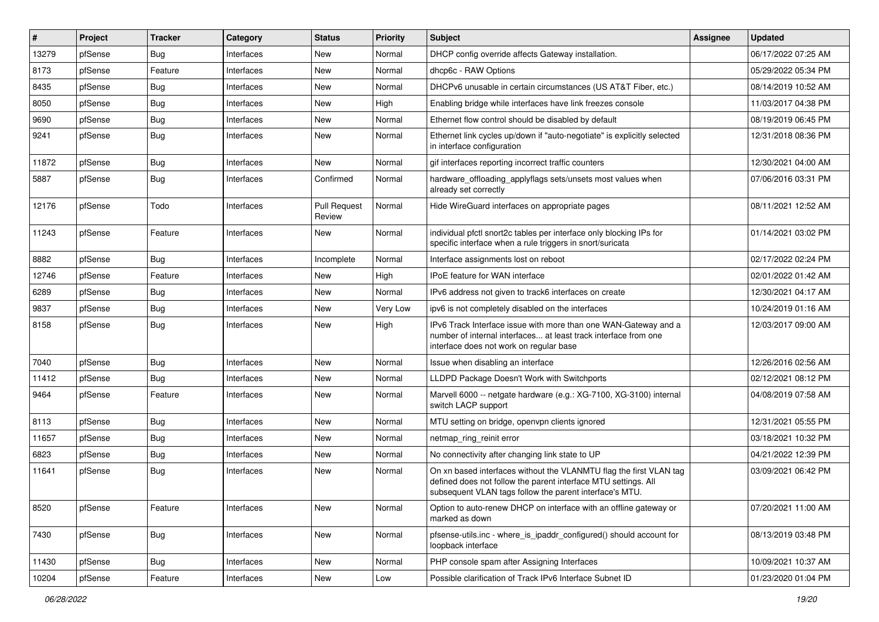| # | Project | Tracker | Category | Status | Priority | Subject | Assignee | Updated |
|---|---|---|---|---|---|---|---|---|
| 13279 | pfSense | Bug | Interfaces | New | Normal | DHCP config override affects Gateway installation. | | 06/17/2022 07:25 AM |
| 8173 | pfSense | Feature | Interfaces | New | Normal | dhcp6c - RAW Options | | 05/29/2022 05:34 PM |
| 8435 | pfSense | Bug | Interfaces | New | Normal | DHCPv6 unusable in certain circumstances (US AT&T Fiber, etc.) | | 08/14/2019 10:52 AM |
| 8050 | pfSense | Bug | Interfaces | New | High | Enabling bridge while interfaces have link freezes console | | 11/03/2017 04:38 PM |
| 9690 | pfSense | Bug | Interfaces | New | Normal | Ethernet flow control should be disabled by default | | 08/19/2019 06:45 PM |
| 9241 | pfSense | Bug | Interfaces | New | Normal | Ethernet link cycles up/down if "auto-negotiate" is explicitly selected in interface configuration | | 12/31/2018 08:36 PM |
| 11872 | pfSense | Bug | Interfaces | New | Normal | gif interfaces reporting incorrect traffic counters | | 12/30/2021 04:00 AM |
| 5887 | pfSense | Bug | Interfaces | Confirmed | Normal | hardware_offloading_applyflags sets/unsets most values when already set correctly | | 07/06/2016 03:31 PM |
| 12176 | pfSense | Todo | Interfaces | Pull Request Review | Normal | Hide WireGuard interfaces on appropriate pages | | 08/11/2021 12:52 AM |
| 11243 | pfSense | Feature | Interfaces | New | Normal | individual pfctl snort2c tables per interface only blocking IPs for specific interface when a rule triggers in snort/suricata | | 01/14/2021 03:02 PM |
| 8882 | pfSense | Bug | Interfaces | Incomplete | Normal | Interface assignments lost on reboot | | 02/17/2022 02:24 PM |
| 12746 | pfSense | Feature | Interfaces | New | High | IPoE feature for WAN interface | | 02/01/2022 01:42 AM |
| 6289 | pfSense | Bug | Interfaces | New | Normal | IPv6 address not given to track6 interfaces on create | | 12/30/2021 04:17 AM |
| 9837 | pfSense | Bug | Interfaces | New | Very Low | ipv6 is not completely disabled on the interfaces | | 10/24/2019 01:16 AM |
| 8158 | pfSense | Bug | Interfaces | New | High | IPv6 Track Interface issue with more than one WAN-Gateway and a number of internal interfaces... at least track interface from one interface does not work on regular base | | 12/03/2017 09:00 AM |
| 7040 | pfSense | Bug | Interfaces | New | Normal | Issue when disabling an interface | | 12/26/2016 02:56 AM |
| 11412 | pfSense | Bug | Interfaces | New | Normal | LLDPD Package Doesn't Work with Switchports | | 02/12/2021 08:12 PM |
| 9464 | pfSense | Feature | Interfaces | New | Normal | Marvell 6000 -- netgate hardware (e.g.: XG-7100, XG-3100) internal switch LACP support | | 04/08/2019 07:58 AM |
| 8113 | pfSense | Bug | Interfaces | New | Normal | MTU setting on bridge, openvpn clients ignored | | 12/31/2021 05:55 PM |
| 11657 | pfSense | Bug | Interfaces | New | Normal | netmap_ring_reinit error | | 03/18/2021 10:32 PM |
| 6823 | pfSense | Bug | Interfaces | New | Normal | No connectivity after changing link state to UP | | 04/21/2022 12:39 PM |
| 11641 | pfSense | Bug | Interfaces | New | Normal | On xn based interfaces without the VLANMTU flag the first VLAN tag defined does not follow the parent interface MTU settings. All subsequent VLAN tags follow the parent interface's MTU. | | 03/09/2021 06:42 PM |
| 8520 | pfSense | Feature | Interfaces | New | Normal | Option to auto-renew DHCP on interface with an offline gateway or marked as down | | 07/20/2021 11:00 AM |
| 7430 | pfSense | Bug | Interfaces | New | Normal | pfsense-utils.inc - where_is_ipaddr_configured() should account for loopback interface | | 08/13/2019 03:48 PM |
| 11430 | pfSense | Bug | Interfaces | New | Normal | PHP console spam after Assigning Interfaces | | 10/09/2021 10:37 AM |
| 10204 | pfSense | Feature | Interfaces | New | Low | Possible clarification of Track IPv6 Interface Subnet ID | | 01/23/2020 01:04 PM |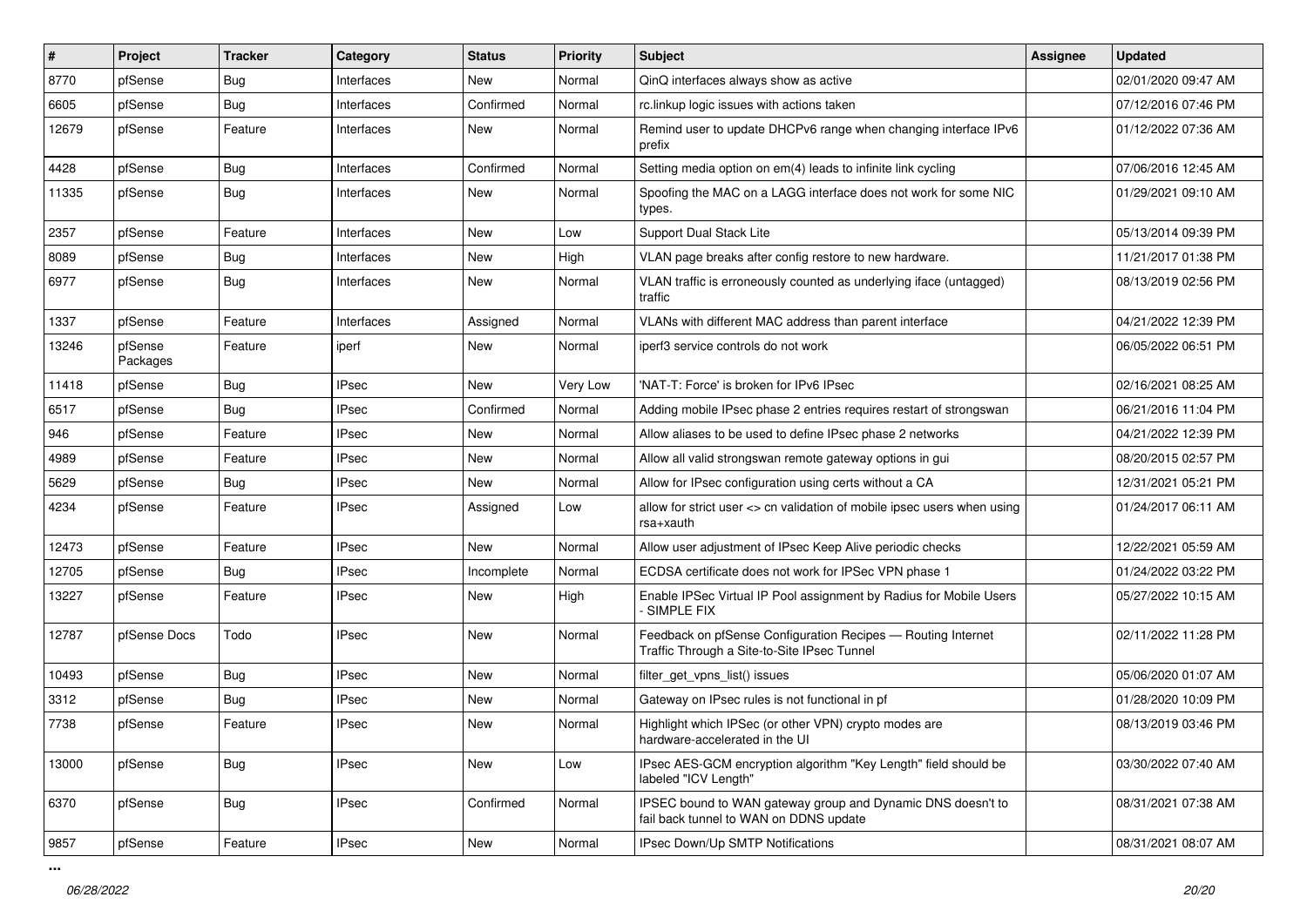| # | Project | Tracker | Category | Status | Priority | Subject | Assignee | Updated |
|---|---|---|---|---|---|---|---|---|
| 8770 | pfSense | Bug | Interfaces | New | Normal | QinQ interfaces always show as active | | 02/01/2020 09:47 AM |
| 6605 | pfSense | Bug | Interfaces | Confirmed | Normal | rc.linkup logic issues with actions taken | | 07/12/2016 07:46 PM |
| 12679 | pfSense | Feature | Interfaces | New | Normal | Remind user to update DHCPv6 range when changing interface IPv6 prefix | | 01/12/2022 07:36 AM |
| 4428 | pfSense | Bug | Interfaces | Confirmed | Normal | Setting media option on em(4) leads to infinite link cycling | | 07/06/2016 12:45 AM |
| 11335 | pfSense | Bug | Interfaces | New | Normal | Spoofing the MAC on a LAGG interface does not work for some NIC types. | | 01/29/2021 09:10 AM |
| 2357 | pfSense | Feature | Interfaces | New | Low | Support Dual Stack Lite | | 05/13/2014 09:39 PM |
| 8089 | pfSense | Bug | Interfaces | New | High | VLAN page breaks after config restore to new hardware. | | 11/21/2017 01:38 PM |
| 6977 | pfSense | Bug | Interfaces | New | Normal | VLAN traffic is erroneously counted as underlying iface (untagged) traffic | | 08/13/2019 02:56 PM |
| 1337 | pfSense | Feature | Interfaces | Assigned | Normal | VLANs with different MAC address than parent interface | | 04/21/2022 12:39 PM |
| 13246 | pfSense Packages | Feature | iperf | New | Normal | iperf3 service controls do not work | | 06/05/2022 06:51 PM |
| 11418 | pfSense | Bug | IPsec | New | Very Low | 'NAT-T: Force' is broken for IPv6 IPsec | | 02/16/2021 08:25 AM |
| 6517 | pfSense | Bug | IPsec | Confirmed | Normal | Adding mobile IPsec phase 2 entries requires restart of strongswan | | 06/21/2016 11:04 PM |
| 946 | pfSense | Feature | IPsec | New | Normal | Allow aliases to be used to define IPsec phase 2 networks | | 04/21/2022 12:39 PM |
| 4989 | pfSense | Feature | IPsec | New | Normal | Allow all valid strongswan remote gateway options in gui | | 08/20/2015 02:57 PM |
| 5629 | pfSense | Bug | IPsec | New | Normal | Allow for IPsec configuration using certs without a CA | | 12/31/2021 05:21 PM |
| 4234 | pfSense | Feature | IPsec | Assigned | Low | allow for strict user <> cn validation of mobile ipsec users when using rsa+xauth | | 01/24/2017 06:11 AM |
| 12473 | pfSense | Feature | IPsec | New | Normal | Allow user adjustment of IPsec Keep Alive periodic checks | | 12/22/2021 05:59 AM |
| 12705 | pfSense | Bug | IPsec | Incomplete | Normal | ECDSA certificate does not work for IPSec VPN phase 1 | | 01/24/2022 03:22 PM |
| 13227 | pfSense | Feature | IPsec | New | High | Enable IPSec Virtual IP Pool assignment by Radius for Mobile Users - SIMPLE FIX | | 05/27/2022 10:15 AM |
| 12787 | pfSense Docs | Todo | IPsec | New | Normal | Feedback on pfSense Configuration Recipes — Routing Internet Traffic Through a Site-to-Site IPsec Tunnel | | 02/11/2022 11:28 PM |
| 10493 | pfSense | Bug | IPsec | New | Normal | filter_get_vpns_list() issues | | 05/06/2020 01:07 AM |
| 3312 | pfSense | Bug | IPsec | New | Normal | Gateway on IPsec rules is not functional in pf | | 01/28/2020 10:09 PM |
| 7738 | pfSense | Feature | IPsec | New | Normal | Highlight which IPSec (or other VPN) crypto modes are hardware-accelerated in the UI | | 08/13/2019 03:46 PM |
| 13000 | pfSense | Bug | IPsec | New | Low | IPsec AES-GCM encryption algorithm "Key Length" field should be labeled "ICV Length" | | 03/30/2022 07:40 AM |
| 6370 | pfSense | Bug | IPsec | Confirmed | Normal | IPSEC bound to WAN gateway group and Dynamic DNS doesn't to fail back tunnel to WAN on DDNS update | | 08/31/2021 07:38 AM |
| 9857 | pfSense | Feature | IPsec | New | Normal | IPsec Down/Up SMTP Notifications | | 08/31/2021 08:07 AM |

...